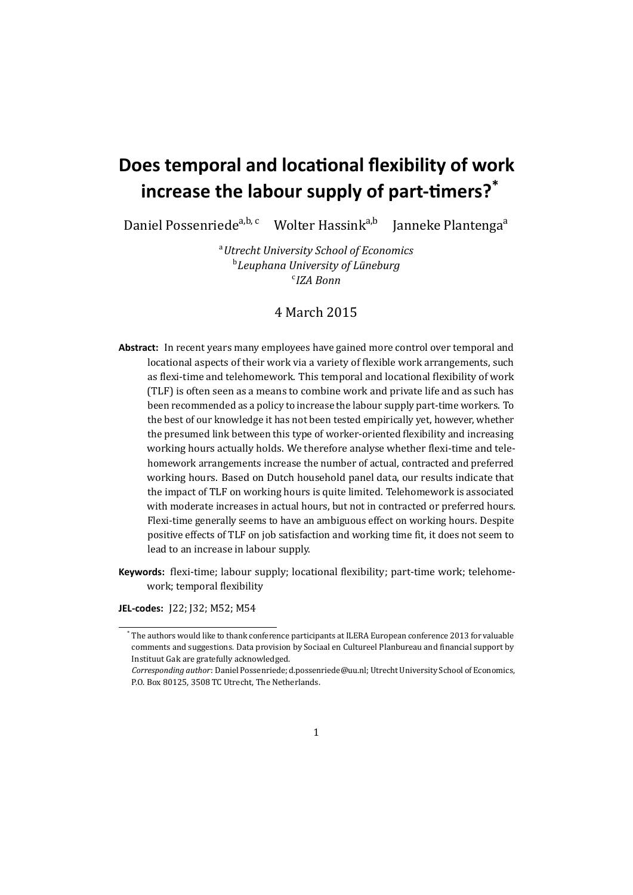# Does temporal and locational flexibility of work increase the labour supply of part-timers?[*]

Daniel Possenriede[a,b,c] Wolter Hassink[a,b] Janneke Plantenga[a]

[a] *Utrecht University School of Economics*
[b] *Leuphana University of Lüneburg*
[c] *IZA Bonn*

4 March 2015

**Abstract:** In recent years many employees have gained more control over temporal and locational aspects of their work via a variety of flexible work arrangements, such as flexi-time and telehomework. This temporal and locational flexibility of work (TLF) is often seen as a means to combine work and private life and as such has been recommended as a policy to increase the labour supply part-time workers. To the best of our knowledge it has not been tested empirically yet, however, whether the presumed link between this type of worker-oriented flexibility and increasing working hours actually holds. We therefore analyse whether flexi-time and telehomework arrangements increase the number of actual, contracted and preferred working hours. Based on Dutch household panel data, our results indicate that the impact of TLF on working hours is quite limited. Telehomework is associated with moderate increases in actual hours, but not in contracted or preferred hours. Flexi-time generally seems to have an ambiguous effect on working hours. Despite positive effects of TLF on job satisfaction and working time fit, it does not seem to lead to an increase in labour supply.

**Keywords:** flexi-time; labour supply; locational flexibility; part-time work; telehomework; temporal flexibility

**JEL-codes:** J22; J32; M52; M54

---

[*] The authors would like to thank conference participants at ILERA European conference 2013 for valuable comments and suggestions. Data provision by Sociaal en Cultureel Planbureau and financial support by Instituut Gak are gratefully acknowledged.
*Corresponding author*: Daniel Possenriede; d.possenriede@uu.nl; Utrecht University School of Economics, P.O. Box 80125, 3508 TC Utrecht, The Netherlands.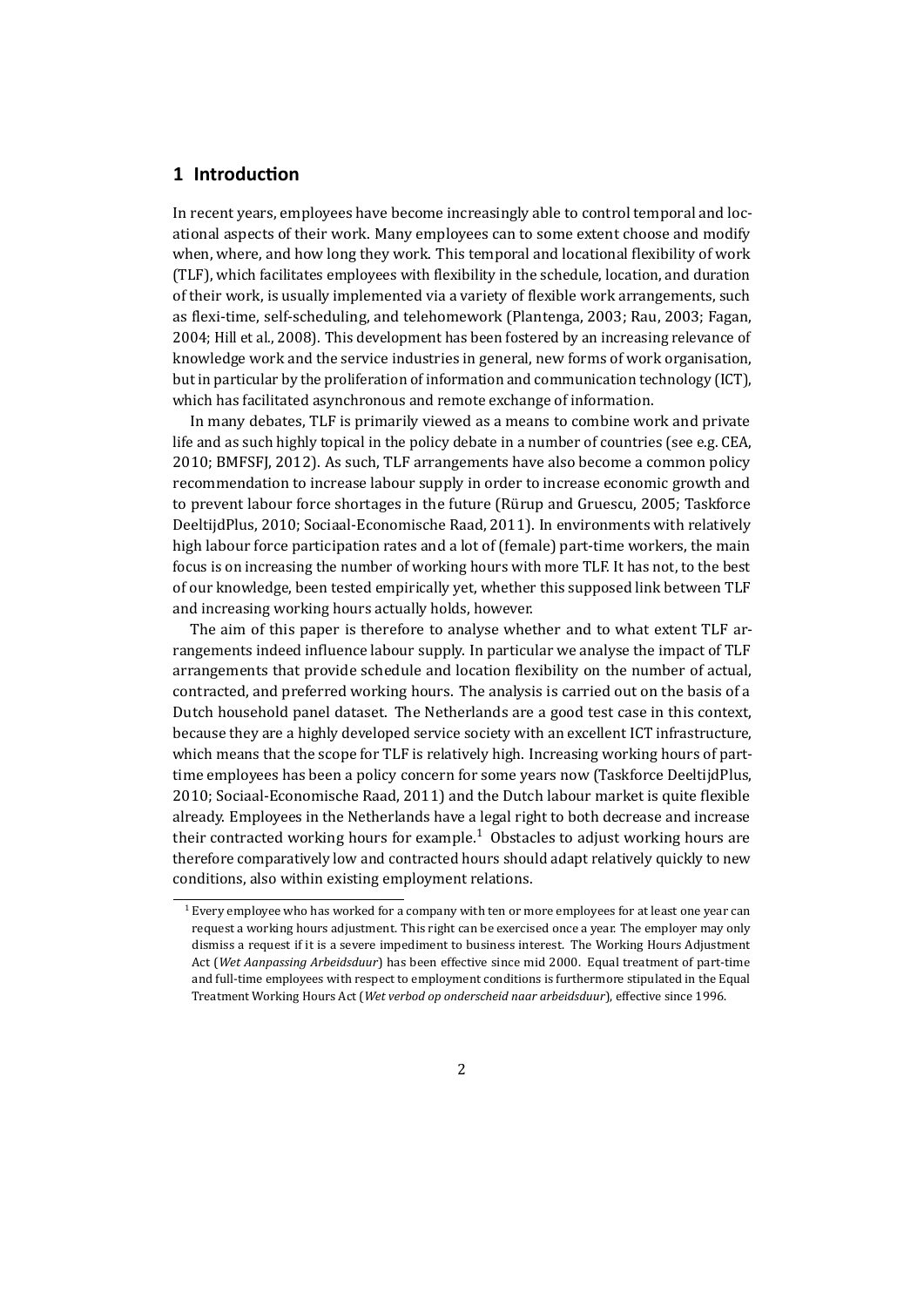# 1 Introduction

In recent years, employees have become increasingly able to control temporal and locational aspects of their work. Many employees can to some extent choose and modify when, where, and how long they work. This temporal and locational flexibility of work (TLF), which facilitates employees with flexibility in the schedule, location, and duration of their work, is usually implemented via a variety of flexible work arrangements, such as flexi-time, self-scheduling, and telehomework (Plantenga, 2003; Rau, 2003; Fagan, 2004; Hill et al., 2008). This development has been fostered by an increasing relevance of knowledge work and the service industries in general, new forms of work organisation, but in particular by the proliferation of information and communication technology (ICT), which has facilitated asynchronous and remote exchange of information.

In many debates, TLF is primarily viewed as a means to combine work and private life and as such highly topical in the policy debate in a number of countries (see e.g. CEA, 2010; BMFSFJ, 2012). As such, TLF arrangements have also become a common policy recommendation to increase labour supply in order to increase economic growth and to prevent labour force shortages in the future (Rürup and Gruescu, 2005; Taskforce DeeltijdPlus, 2010; Sociaal-Economische Raad, 2011). In environments with relatively high labour force participation rates and a lot of (female) part-time workers, the main focus is on increasing the number of working hours with more TLF. It has not, to the best of our knowledge, been tested empirically yet, whether this supposed link between TLF and increasing working hours actually holds, however.

The aim of this paper is therefore to analyse whether and to what extent TLF arrangements indeed influence labour supply. In particular we analyse the impact of TLF arrangements that provide schedule and location flexibility on the number of actual, contracted, and preferred working hours. The analysis is carried out on the basis of a Dutch household panel dataset. The Netherlands are a good test case in this context, because they are a highly developed service society with an excellent ICT infrastructure, which means that the scope for TLF is relatively high. Increasing working hours of part-time employees has been a policy concern for some years now (Taskforce DeeltijdPlus, 2010; Sociaal-Economische Raad, 2011) and the Dutch labour market is quite flexible already. Employees in the Netherlands have a legal right to both decrease and increase their contracted working hours for example.[1] Obstacles to adjust working hours are therefore comparatively low and contracted hours should adapt relatively quickly to new conditions, also within existing employment relations.

[1] Every employee who has worked for a company with ten or more employees for at least one year can request a working hours adjustment. This right can be exercised once a year. The employer may only dismiss a request if it is a severe impediment to business interest. The Working Hours Adjustment Act (*Wet Aanpassing Arbeidsduur*) has been effective since mid 2000. Equal treatment of part-time and full-time employees with respect to employment conditions is furthermore stipulated in the Equal Treatment Working Hours Act (*Wet verbod op onderscheid naar arbeidsduur*), effective since 1996.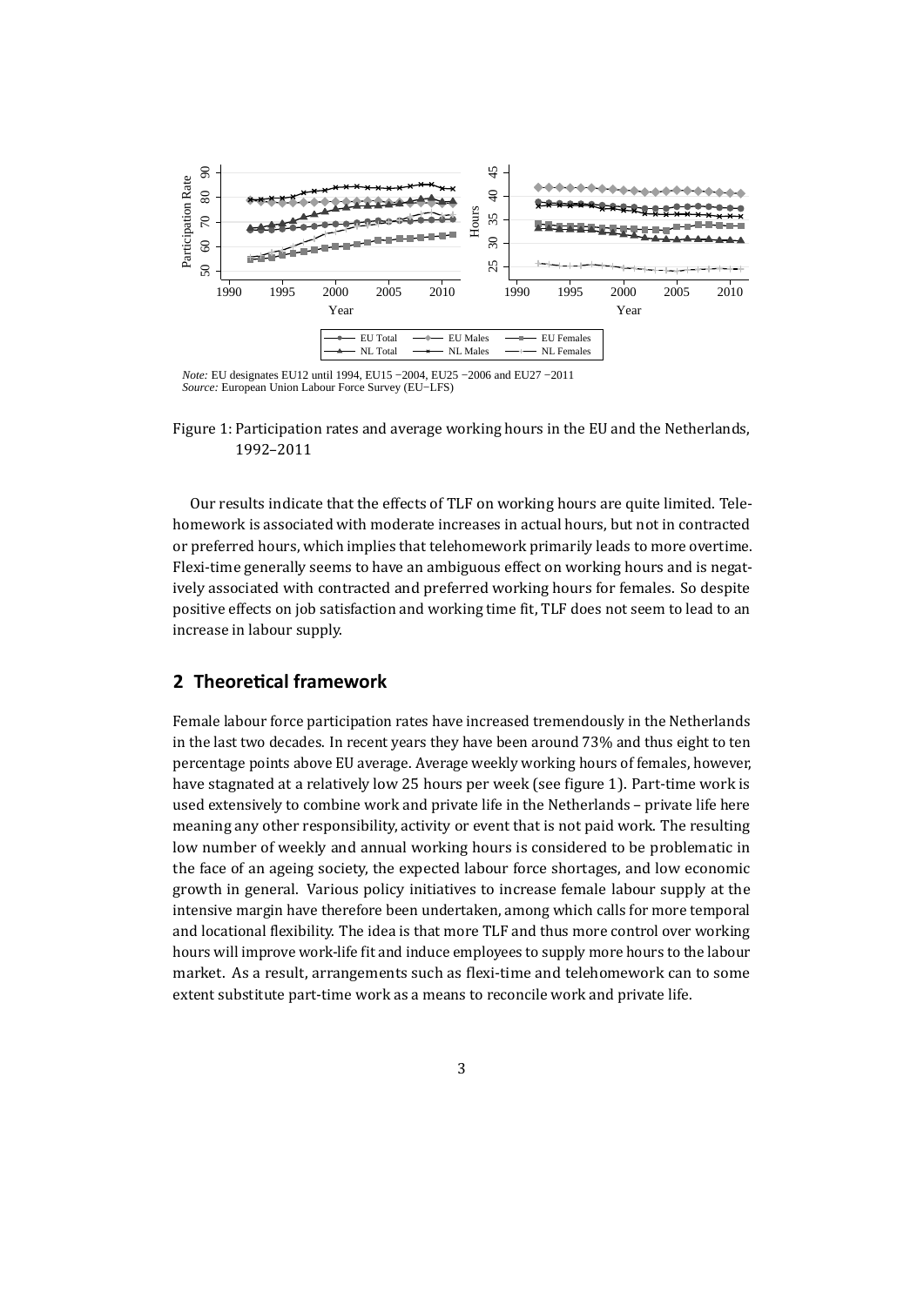*Note:* EU designates EU12 until 1994, EU15 −2004, EU25 −2006 and EU27 −2011
*Source:* European Union Labour Force Survey (EU−LFS)

Figure 1: Participation rates and average working hours in the EU and the Netherlands, 1992–2011

Our results indicate that the effects of TLF on working hours are quite limited. Telehomework is associated with moderate increases in actual hours, but not in contracted or preferred hours, which implies that telehomework primarily leads to more overtime. Flexi-time generally seems to have an ambiguous effect on working hours and is negatively associated with contracted and preferred working hours for females. So despite positive effects on job satisfaction and working time fit, TLF does not seem to lead to an increase in labour supply.

## 2 Theoretical framework

Female labour force participation rates have increased tremendously in the Netherlands in the last two decades. In recent years they have been around 73% and thus eight to ten percentage points above EU average. Average weekly working hours of females, however, have stagnated at a relatively low 25 hours per week (see figure 1). Part-time work is used extensively to combine work and private life in the Netherlands – private life here meaning any other responsibility, activity or event that is not paid work. The resulting low number of weekly and annual working hours is considered to be problematic in the face of an ageing society, the expected labour force shortages, and low economic growth in general. Various policy initiatives to increase female labour supply at the intensive margin have therefore been undertaken, among which calls for more temporal and locational flexibility. The idea is that more TLF and thus more control over working hours will improve work-life fit and induce employees to supply more hours to the labour market. As a result, arrangements such as flexi-time and telehomework can to some extent substitute part-time work as a means to reconcile work and private life.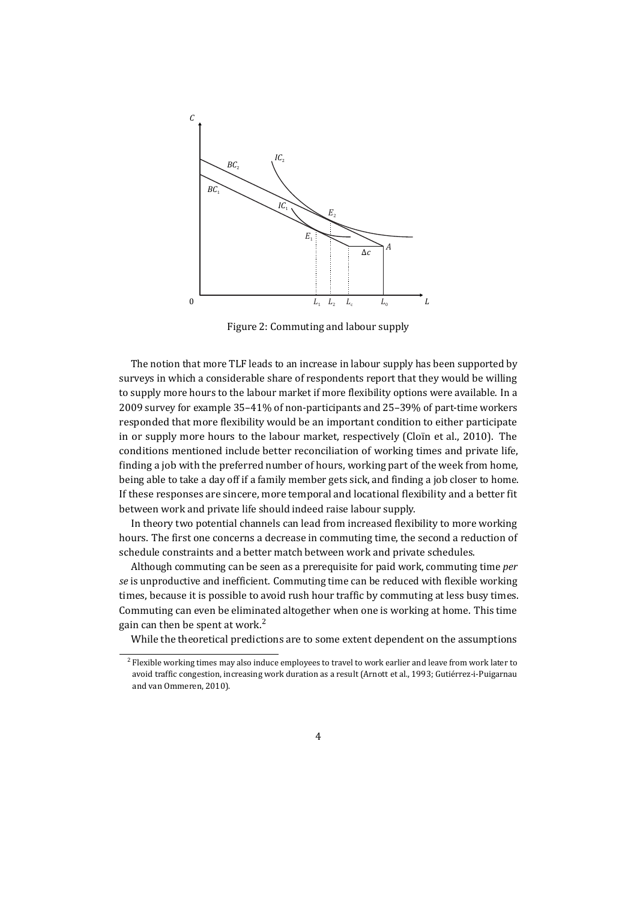Figure 2: Commuting and labour supply

The notion that more TLF leads to an increase in labour supply has been supported by surveys in which a considerable share of respondents report that they would be willing to supply more hours to the labour market if more flexibility options were available. In a 2009 survey for example 35–41% of non-participants and 25–39% of part-time workers responded that more flexibility would be an important condition to either participate in or supply more hours to the labour market, respectively (Cloïn et al., 2010). The conditions mentioned include better reconciliation of working times and private life, finding a job with the preferred number of hours, working part of the week from home, being able to take a day off if a family member gets sick, and finding a job closer to home. If these responses are sincere, more temporal and locational flexibility and a better fit between work and private life should indeed raise labour supply.

In theory two potential channels can lead from increased flexibility to more working hours. The first one concerns a decrease in commuting time, the second a reduction of schedule constraints and a better match between work and private schedules.

Although commuting can be seen as a prerequisite for paid work, commuting time *per se* is unproductive and inefficient. Commuting time can be reduced with flexible working times, because it is possible to avoid rush hour traffic by commuting at less busy times. Commuting can even be eliminated altogether when one is working at home. This time gain can then be spent at work.[2]

While the theoretical predictions are to some extent dependent on the assumptions

[2] Flexible working times may also induce employees to travel to work earlier and leave from work later to avoid traffic congestion, increasing work duration as a result (Arnott et al., 1993; Gutiérrez-i-Puigarnau and van Ommeren, 2010).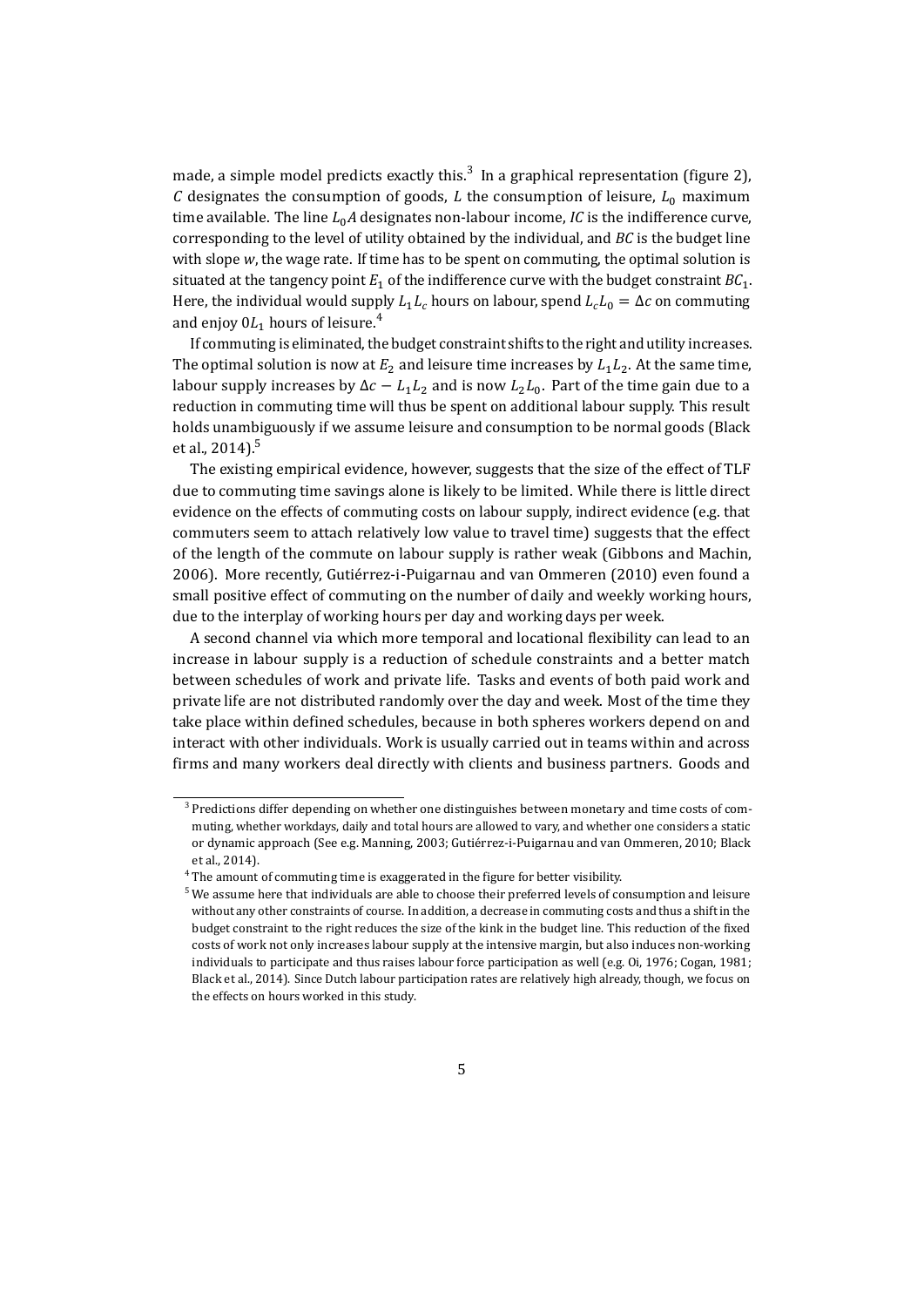made, a simple model predicts exactly this.[3] In a graphical representation (figure 2), $C$ designates the consumption of goods, $L$ the consumption of leisure, $L_0$ maximum time available. The line $L_0A$ designates non-labour income, $IC$ is the indifference curve, corresponding to the level of utility obtained by the individual, and $BC$ is the budget line with slope $w$, the wage rate. If time has to be spent on commuting, the optimal solution is situated at the tangency point $E_1$ of the indifference curve with the budget constraint $BC_1$. Here, the individual would supply $L_1L_c$ hours on labour, spend $L_cL_0 = \Delta c$ on commuting and enjoy $0L_1$ hours of leisure.[4]

If commuting is eliminated, the budget constraint shifts to the right and utility increases. The optimal solution is now at $E_2$ and leisure time increases by $L_1L_2$. At the same time, labour supply increases by $\Delta c - L_1L_2$ and is now $L_2L_0$. Part of the time gain due to a reduction in commuting time will thus be spent on additional labour supply. This result holds unambiguously if we assume leisure and consumption to be normal goods (Black et al., 2014).[5]

The existing empirical evidence, however, suggests that the size of the effect of TLF due to commuting time savings alone is likely to be limited. While there is little direct evidence on the effects of commuting costs on labour supply, indirect evidence (e.g. that commuters seem to attach relatively low value to travel time) suggests that the effect of the length of the commute on labour supply is rather weak (Gibbons and Machin, 2006). More recently, Gutiérrez-i-Puigarnau and van Ommeren (2010) even found a small positive effect of commuting on the number of daily and weekly working hours, due to the interplay of working hours per day and working days per week.

A second channel via which more temporal and locational flexibility can lead to an increase in labour supply is a reduction of schedule constraints and a better match between schedules of work and private life. Tasks and events of both paid work and private life are not distributed randomly over the day and week. Most of the time they take place within defined schedules, because in both spheres workers depend on and interact with other individuals. Work is usually carried out in teams within and across firms and many workers deal directly with clients and business partners. Goods and

---

[3] Predictions differ depending on whether one distinguishes between monetary and time costs of commuting, whether workdays, daily and total hours are allowed to vary, and whether one considers a static or dynamic approach (See e.g. Manning, 2003; Gutiérrez-i-Puigarnau and van Ommeren, 2010; Black et al., 2014).

[4] The amount of commuting time is exaggerated in the figure for better visibility.

[5] We assume here that individuals are able to choose their preferred levels of consumption and leisure without any other constraints of course. In addition, a decrease in commuting costs and thus a shift in the budget constraint to the right reduces the size of the kink in the budget line. This reduction of the fixed costs of work not only increases labour supply at the intensive margin, but also induces non-working individuals to participate and thus raises labour force participation as well (e.g. Oi, 1976; Cogan, 1981; Black et al., 2014). Since Dutch labour participation rates are relatively high already, though, we focus on the effects on hours worked in this study.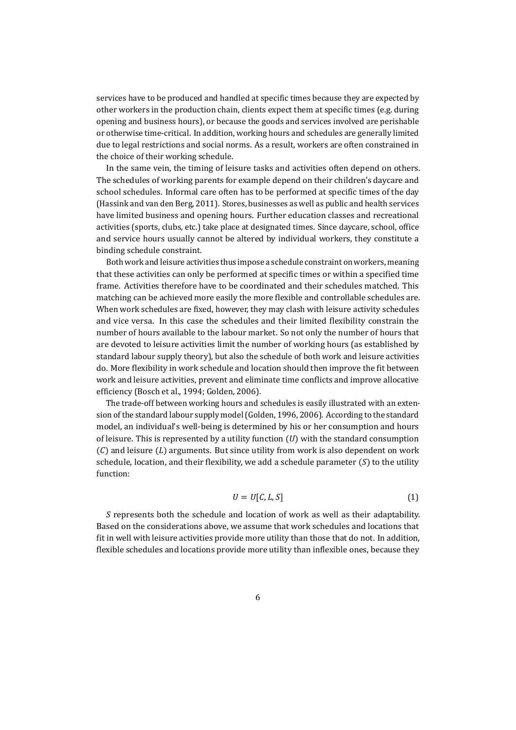services have to be produced and handled at specific times because they are expected by other workers in the production chain, clients expect them at specific times (e.g. during opening and business hours), or because the goods and services involved are perishable or otherwise time-critical. In addition, working hours and schedules are generally limited due to legal restrictions and social norms. As a result, workers are often constrained in the choice of their working schedule.

In the same vein, the timing of leisure tasks and activities often depend on others. The schedules of working parents for example depend on their children's daycare and school schedules. Informal care often has to be performed at specific times of the day (Hassink and van den Berg, 2011). Stores, businesses as well as public and health services have limited business and opening hours. Further education classes and recreational activities (sports, clubs, etc.) take place at designated times. Since daycare, school, office and service hours usually cannot be altered by individual workers, they constitute a binding schedule constraint.

Both work and leisure activities thus impose a schedule constraint on workers, meaning that these activities can only be performed at specific times or within a specified time frame. Activities therefore have to be coordinated and their schedules matched. This matching can be achieved more easily the more flexible and controllable schedules are. When work schedules are fixed, however, they may clash with leisure activity schedules and vice versa. In this case the schedules and their limited flexibility constrain the number of hours available to the labour market. So not only the number of hours that are devoted to leisure activities limit the number of working hours (as established by standard labour supply theory), but also the schedule of both work and leisure activities do. More flexibility in work schedule and location should then improve the fit between work and leisure activities, prevent and eliminate time conflicts and improve allocative efficiency (Bosch et al., 1994; Golden, 2006).

The trade-off between working hours and schedules is easily illustrated with an extension of the standard labour supply model (Golden, 1996, 2006). According to the standard model, an individual's well-being is determined by his or her consumption and hours of leisure. This is represented by a utility function ($U$) with the standard consumption ($C$) and leisure ($L$) arguments. But since utility from work is also dependent on work schedule, location, and their flexibility, we add a schedule parameter ($S$) to the utility function:

$$U = U[C, L, S] \tag{1}$$

$S$ represents both the schedule and location of work as well as their adaptability. Based on the considerations above, we assume that work schedules and locations that fit in well with leisure activities provide more utility than those that do not. In addition, flexible schedules and locations provide more utility than inflexible ones, because they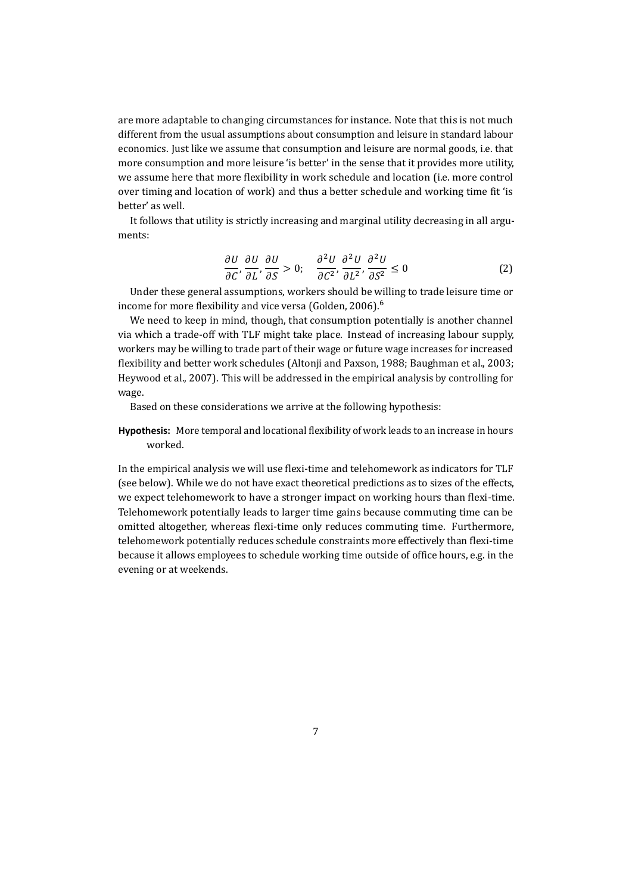are more adaptable to changing circumstances for instance. Note that this is not much different from the usual assumptions about consumption and leisure in standard labour economics. Just like we assume that consumption and leisure are normal goods, i.e. that more consumption and more leisure 'is better' in the sense that it provides more utility, we assume here that more flexibility in work schedule and location (i.e. more control over timing and location of work) and thus a better schedule and working time fit 'is better' as well.

It follows that utility is strictly increasing and marginal utility decreasing in all arguments:

$$\frac{\partial U}{\partial C}, \frac{\partial U}{\partial L}, \frac{\partial U}{\partial S} > 0; \quad \frac{\partial^2 U}{\partial C^2}, \frac{\partial^2 U}{\partial L^2}, \frac{\partial^2 U}{\partial S^2} \leq 0 \tag{2}$$

Under these general assumptions, workers should be willing to trade leisure time or income for more flexibility and vice versa (Golden, 2006).[6]

We need to keep in mind, though, that consumption potentially is another channel via which a trade-off with TLF might take place. Instead of increasing labour supply, workers may be willing to trade part of their wage or future wage increases for increased flexibility and better work schedules (Altonji and Paxson, 1988; Baughman et al., 2003; Heywood et al., 2007). This will be addressed in the empirical analysis by controlling for wage.

Based on these considerations we arrive at the following hypothesis:

**Hypothesis:** More temporal and locational flexibility of work leads to an increase in hours worked.

In the empirical analysis we will use flexi-time and telehomework as indicators for TLF (see below). While we do not have exact theoretical predictions as to sizes of the effects, we expect telehomework to have a stronger impact on working hours than flexi-time. Telehomework potentially leads to larger time gains because commuting time can be omitted altogether, whereas flexi-time only reduces commuting time. Furthermore, telehomework potentially reduces schedule constraints more effectively than flexi-time because it allows employees to schedule working time outside of office hours, e.g. in the evening or at weekends.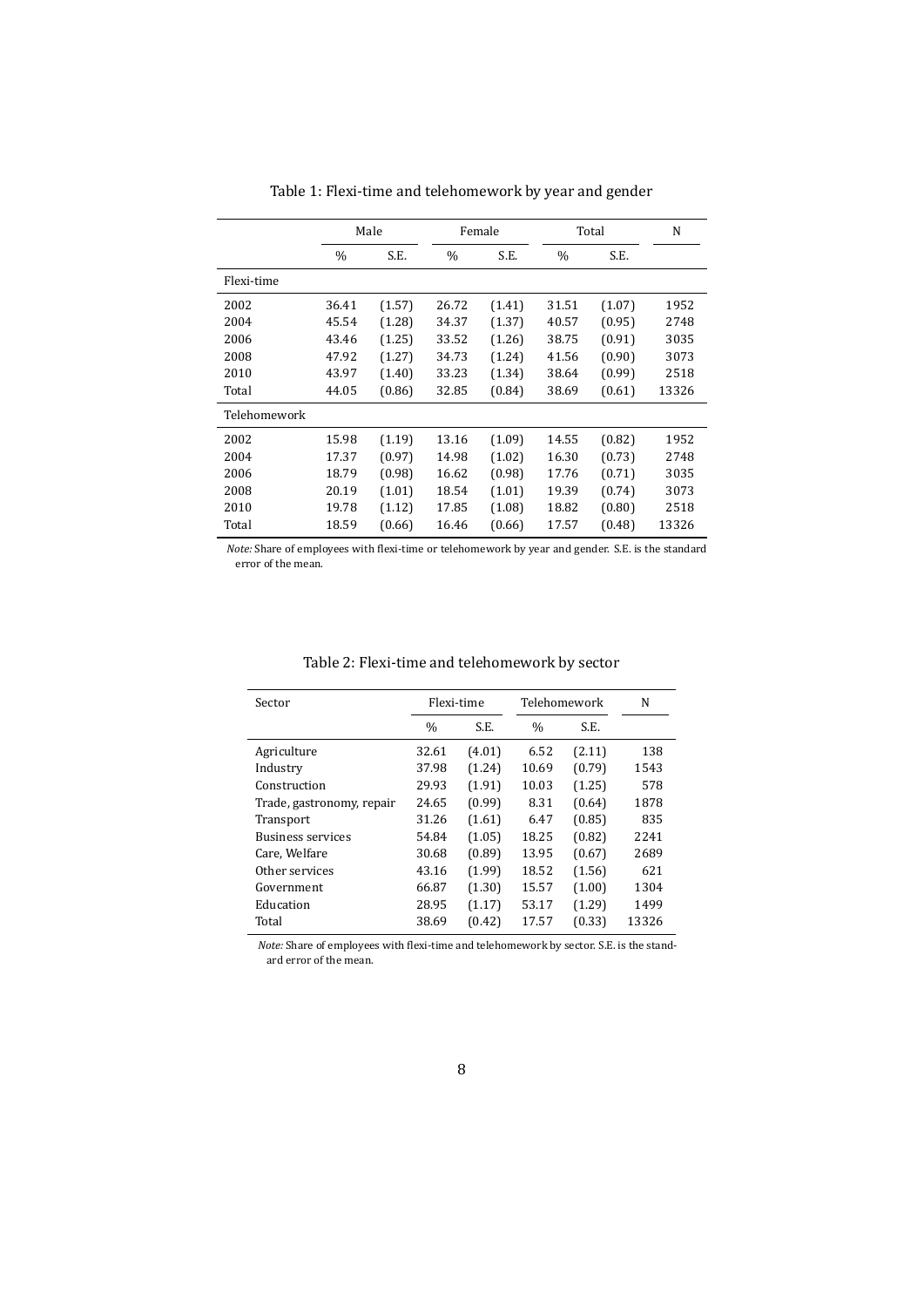Table 1: Flexi-time and telehomework by year and gender

| | Male | | Female | | Total | | N |
|---|---|---|---|---|---|---|---|
| | % | S.E. | % | S.E. | % | S.E. | |
| Flexi-time | | | | | | | |
| 2002 | 36.41 | (1.57) | 26.72 | (1.41) | 31.51 | (1.07) | 1952 |
| 2004 | 45.54 | (1.28) | 34.37 | (1.37) | 40.57 | (0.95) | 2748 |
| 2006 | 43.46 | (1.25) | 33.52 | (1.26) | 38.75 | (0.91) | 3035 |
| 2008 | 47.92 | (1.27) | 34.73 | (1.24) | 41.56 | (0.90) | 3073 |
| 2010 | 43.97 | (1.40) | 33.23 | (1.34) | 38.64 | (0.99) | 2518 |
| Total | 44.05 | (0.86) | 32.85 | (0.84) | 38.69 | (0.61) | 13326 |
| Telehomework | | | | | | | |
| 2002 | 15.98 | (1.19) | 13.16 | (1.09) | 14.55 | (0.82) | 1952 |
| 2004 | 17.37 | (0.97) | 14.98 | (1.02) | 16.30 | (0.73) | 2748 |
| 2006 | 18.79 | (0.98) | 16.62 | (0.98) | 17.76 | (0.71) | 3035 |
| 2008 | 20.19 | (1.01) | 18.54 | (1.01) | 19.39 | (0.74) | 3073 |
| 2010 | 19.78 | (1.12) | 17.85 | (1.08) | 18.82 | (0.80) | 2518 |
| Total | 18.59 | (0.66) | 16.46 | (0.66) | 17.57 | (0.48) | 13326 |

*Note:* Share of employees with flexi-time or telehomework by year and gender. S.E. is the standard error of the mean.

Table 2: Flexi-time and telehomework by sector

| Sector | Flexi-time | | Telehomework | | N |
|---|---|---|---|---|---|
| | % | S.E. | % | S.E. | |
| Agriculture | 32.61 | (4.01) | 6.52 | (2.11) | 138 |
| Industry | 37.98 | (1.24) | 10.69 | (0.79) | 1543 |
| Construction | 29.93 | (1.91) | 10.03 | (1.25) | 578 |
| Trade, gastronomy, repair | 24.65 | (0.99) | 8.31 | (0.64) | 1878 |
| Transport | 31.26 | (1.61) | 6.47 | (0.85) | 835 |
| Business services | 54.84 | (1.05) | 18.25 | (0.82) | 2241 |
| Care, Welfare | 30.68 | (0.89) | 13.95 | (0.67) | 2689 |
| Other services | 43.16 | (1.99) | 18.52 | (1.56) | 621 |
| Government | 66.87 | (1.30) | 15.57 | (1.00) | 1304 |
| Education | 28.95 | (1.17) | 53.17 | (1.29) | 1499 |
| Total | 38.69 | (0.42) | 17.57 | (0.33) | 13326 |

*Note:* Share of employees with flexi-time and telehomework by sector. S.E. is the standard error of the mean.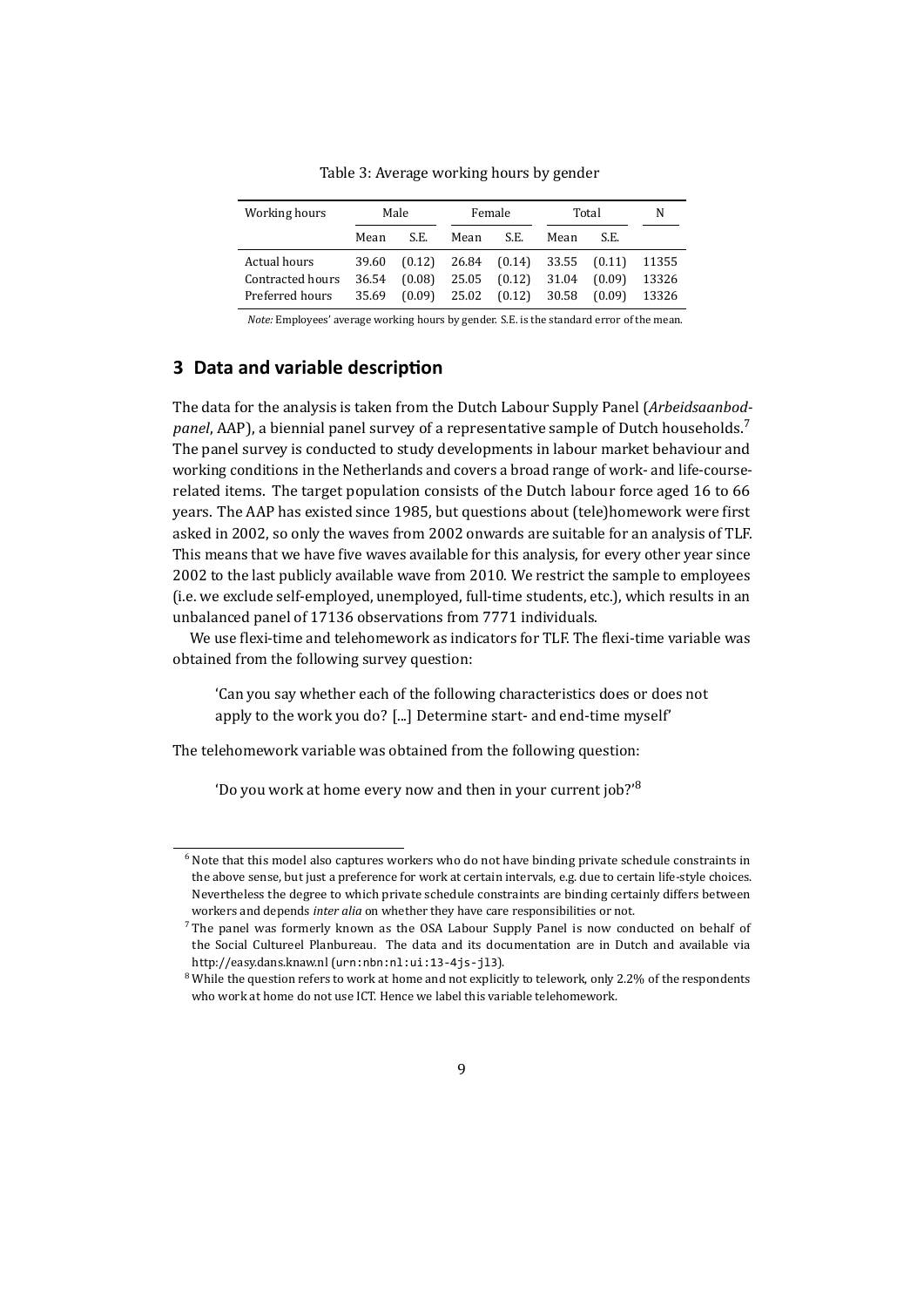Table 3: Average working hours by gender

| Working hours | Male | | Female | | Total | | N |
|---|---|---|---|---|---|---|---|
| | Mean | S.E. | Mean | S.E. | Mean | S.E. | |
| Actual hours | 39.60 | (0.12) | 26.84 | (0.14) | 33.55 | (0.11) | 11355 |
| Contracted hours | 36.54 | (0.08) | 25.05 | (0.12) | 31.04 | (0.09) | 13326 |
| Preferred hours | 35.69 | (0.09) | 25.02 | (0.12) | 30.58 | (0.09) | 13326 |

*Note:* Employees' average working hours by gender. S.E. is the standard error of the mean.

## 3 Data and variable description

The data for the analysis is taken from the Dutch Labour Supply Panel (*Arbeidsaanbodpanel*, AAP), a biennial panel survey of a representative sample of Dutch households.[7] The panel survey is conducted to study developments in labour market behaviour and working conditions in the Netherlands and covers a broad range of work- and life-course-related items. The target population consists of the Dutch labour force aged 16 to 66 years. The AAP has existed since 1985, but questions about (tele)homework were first asked in 2002, so only the waves from 2002 onwards are suitable for an analysis of TLF. This means that we have five waves available for this analysis, for every other year since 2002 to the last publicly available wave from 2010. We restrict the sample to employees (i.e. we exclude self-employed, unemployed, full-time students, etc.), which results in an unbalanced panel of 17136 observations from 7771 individuals.

We use flexi-time and telehomework as indicators for TLF. The flexi-time variable was obtained from the following survey question:

> 'Can you say whether each of the following characteristics does or does not apply to the work you do? [...] Determine start- and end-time myself'

The telehomework variable was obtained from the following question:

> 'Do you work at home every now and then in your current job?'[8]

[6] Note that this model also captures workers who do not have binding private schedule constraints in the above sense, but just a preference for work at certain intervals, e.g. due to certain life-style choices. Nevertheless the degree to which private schedule constraints are binding certainly differs between workers and depends *inter alia* on whether they have care responsibilities or not.

[7] The panel was formerly known as the OSA Labour Supply Panel is now conducted on behalf of the Social Cultureel Planbureau. The data and its documentation are in Dutch and available via http://easy.dans.knaw.nl (urn:nbn:nl:ui:13-4js-jl3).

[8] While the question refers to work at home and not explicitly to telework, only 2.2% of the respondents who work at home do not use ICT. Hence we label this variable telehomework.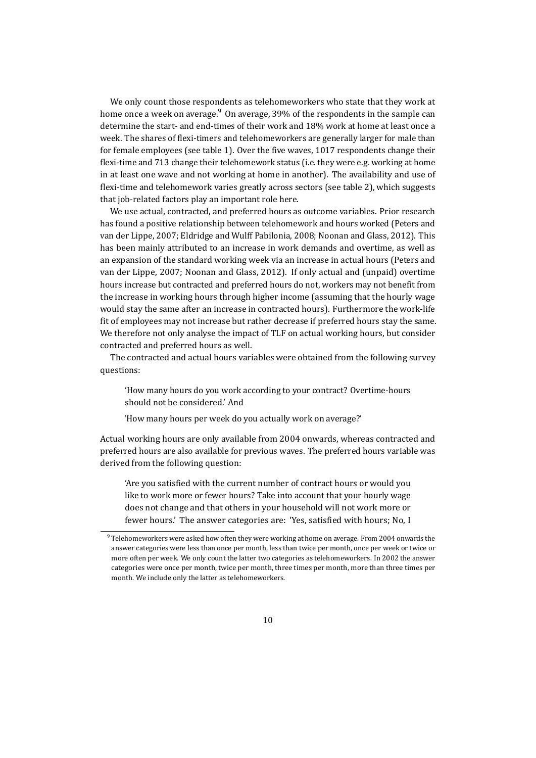We only count those respondents as telehomeworkers who state that they work at home once a week on average.[9] On average, 39% of the respondents in the sample can determine the start- and end-times of their work and 18% work at home at least once a week. The shares of flexi-timers and telehomeworkers are generally larger for male than for female employees (see table 1). Over the five waves, 1017 respondents change their flexi-time and 713 change their telehomework status (i.e. they were e.g. working at home in at least one wave and not working at home in another). The availability and use of flexi-time and telehomework varies greatly across sectors (see table 2), which suggests that job-related factors play an important role here.

We use actual, contracted, and preferred hours as outcome variables. Prior research has found a positive relationship between telehomework and hours worked (Peters and van der Lippe, 2007; Eldridge and Wulff Pabilonia, 2008; Noonan and Glass, 2012). This has been mainly attributed to an increase in work demands and overtime, as well as an expansion of the standard working week via an increase in actual hours (Peters and van der Lippe, 2007; Noonan and Glass, 2012). If only actual and (unpaid) overtime hours increase but contracted and preferred hours do not, workers may not benefit from the increase in working hours through higher income (assuming that the hourly wage would stay the same after an increase in contracted hours). Furthermore the work-life fit of employees may not increase but rather decrease if preferred hours stay the same. We therefore not only analyse the impact of TLF on actual working hours, but consider contracted and preferred hours as well.

The contracted and actual hours variables were obtained from the following survey questions:

> 'How many hours do you work according to your contract? Overtime-hours should not be considered.' And
>
> 'How many hours per week do you actually work on average?'

Actual working hours are only available from 2004 onwards, whereas contracted and preferred hours are also available for previous waves. The preferred hours variable was derived from the following question:

> 'Are you satisfied with the current number of contract hours or would you like to work more or fewer hours? Take into account that your hourly wage does not change and that others in your household will not work more or fewer hours.' The answer categories are: 'Yes, satisfied with hours; No, I

[9] Telehomeworkers were asked how often they were working at home on average. From 2004 onwards the answer categories were less than once per month, less than twice per month, once per week or twice or more often per week. We only count the latter two categories as telehomeworkers. In 2002 the answer categories were once per month, twice per month, three times per month, more than three times per month. We include only the latter as telehomeworkers.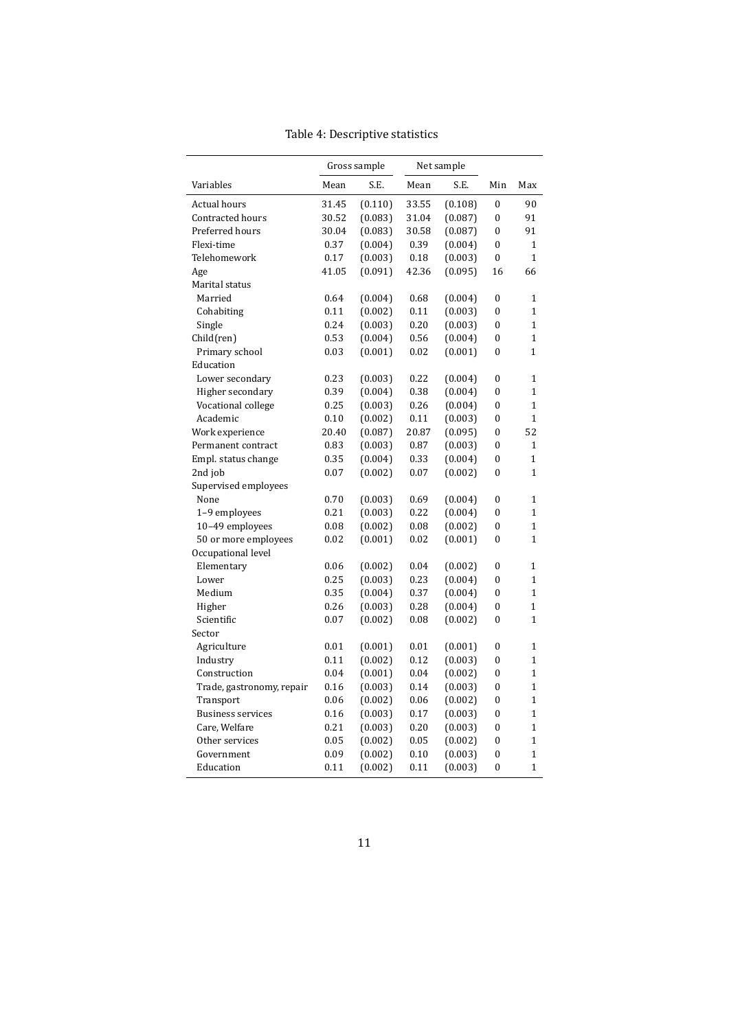Table 4: Descriptive statistics

| Variables | Gross sample | | Net sample | | | |
|---|---|---|---|---|---|---|
| | Mean | S.E. | Mean | S.E. | Min | Max |
| Actual hours | 31.45 | (0.110) | 33.55 | (0.108) | 0 | 90 |
| Contracted hours | 30.52 | (0.083) | 31.04 | (0.087) | 0 | 91 |
| Preferred hours | 30.04 | (0.083) | 30.58 | (0.087) | 0 | 91 |
| Flexi-time | 0.37 | (0.004) | 0.39 | (0.004) | 0 | 1 |
| Telehomework | 0.17 | (0.003) | 0.18 | (0.003) | 0 | 1 |
| Age | 41.05 | (0.091) | 42.36 | (0.095) | 16 | 66 |
| Marital status | | | | | | |
| Married | 0.64 | (0.004) | 0.68 | (0.004) | 0 | 1 |
| Cohabiting | 0.11 | (0.002) | 0.11 | (0.003) | 0 | 1 |
| Single | 0.24 | (0.003) | 0.20 | (0.003) | 0 | 1 |
| Child(ren) | 0.53 | (0.004) | 0.56 | (0.004) | 0 | 1 |
| Primary school | 0.03 | (0.001) | 0.02 | (0.001) | 0 | 1 |
| Education | | | | | | |
| Lower secondary | 0.23 | (0.003) | 0.22 | (0.004) | 0 | 1 |
| Higher secondary | 0.39 | (0.004) | 0.38 | (0.004) | 0 | 1 |
| Vocational college | 0.25 | (0.003) | 0.26 | (0.004) | 0 | 1 |
| Academic | 0.10 | (0.002) | 0.11 | (0.003) | 0 | 1 |
| Work experience | 20.40 | (0.087) | 20.87 | (0.095) | 0 | 52 |
| Permanent contract | 0.83 | (0.003) | 0.87 | (0.003) | 0 | 1 |
| Empl. status change | 0.35 | (0.004) | 0.33 | (0.004) | 0 | 1 |
| 2nd job | 0.07 | (0.002) | 0.07 | (0.002) | 0 | 1 |
| Supervised employees | | | | | | |
| None | 0.70 | (0.003) | 0.69 | (0.004) | 0 | 1 |
| 1–9 employees | 0.21 | (0.003) | 0.22 | (0.004) | 0 | 1 |
| 10–49 employees | 0.08 | (0.002) | 0.08 | (0.002) | 0 | 1 |
| 50 or more employees | 0.02 | (0.001) | 0.02 | (0.001) | 0 | 1 |
| Occupational level | | | | | | |
| Elementary | 0.06 | (0.002) | 0.04 | (0.002) | 0 | 1 |
| Lower | 0.25 | (0.003) | 0.23 | (0.004) | 0 | 1 |
| Medium | 0.35 | (0.004) | 0.37 | (0.004) | 0 | 1 |
| Higher | 0.26 | (0.003) | 0.28 | (0.004) | 0 | 1 |
| Scientific | 0.07 | (0.002) | 0.08 | (0.002) | 0 | 1 |
| Sector | | | | | | |
| Agriculture | 0.01 | (0.001) | 0.01 | (0.001) | 0 | 1 |
| Industry | 0.11 | (0.002) | 0.12 | (0.003) | 0 | 1 |
| Construction | 0.04 | (0.001) | 0.04 | (0.002) | 0 | 1 |
| Trade, gastronomy, repair | 0.16 | (0.003) | 0.14 | (0.003) | 0 | 1 |
| Transport | 0.06 | (0.002) | 0.06 | (0.002) | 0 | 1 |
| Business services | 0.16 | (0.003) | 0.17 | (0.003) | 0 | 1 |
| Care, Welfare | 0.21 | (0.003) | 0.20 | (0.003) | 0 | 1 |
| Other services | 0.05 | (0.002) | 0.05 | (0.002) | 0 | 1 |
| Government | 0.09 | (0.002) | 0.10 | (0.003) | 0 | 1 |
| Education | 0.11 | (0.002) | 0.11 | (0.003) | 0 | 1 |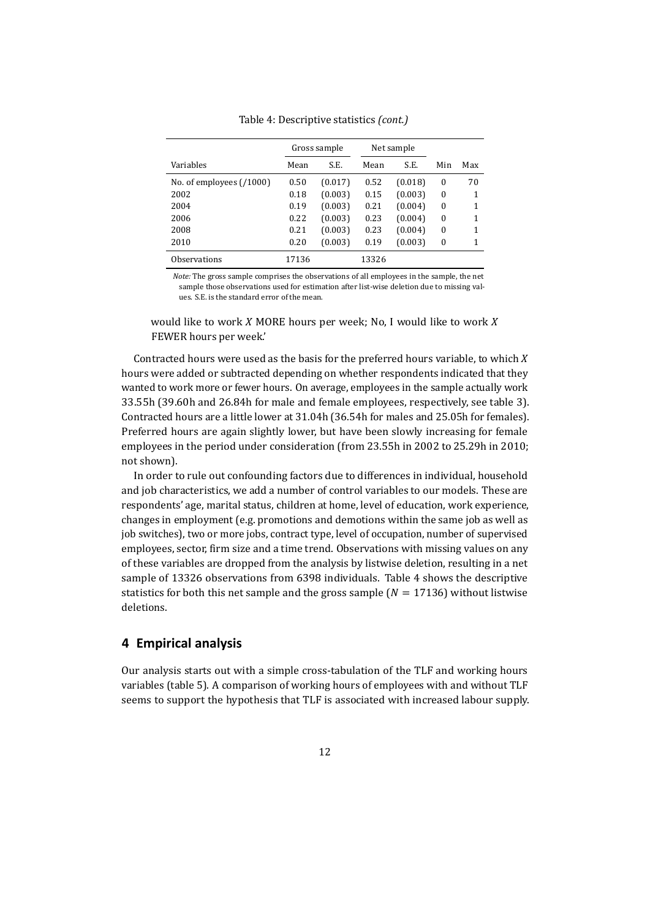Table 4: Descriptive statistics *(cont.)*

| | Gross sample | | Net sample | | | |
|---|---|---|---|---|---|---|
| Variables | Mean | S.E. | Mean | S.E. | Min | Max |
| No. of employees (/1000) | 0.50 | (0.017) | 0.52 | (0.018) | 0 | 70 |
| 2002 | 0.18 | (0.003) | 0.15 | (0.003) | 0 | 1 |
| 2004 | 0.19 | (0.003) | 0.21 | (0.004) | 0 | 1 |
| 2006 | 0.22 | (0.003) | 0.23 | (0.004) | 0 | 1 |
| 2008 | 0.21 | (0.003) | 0.23 | (0.004) | 0 | 1 |
| 2010 | 0.20 | (0.003) | 0.19 | (0.003) | 0 | 1 |
| Observations | 17136 | | 13326 | | | |

*Note:* The gross sample comprises the observations of all employees in the sample, the net sample those observations used for estimation after list-wise deletion due to missing values. S.E. is the standard error of the mean.

would like to work $X$ MORE hours per week; No, I would like to work $X$ FEWER hours per week.'

Contracted hours were used as the basis for the preferred hours variable, to which $X$ hours were added or subtracted depending on whether respondents indicated that they wanted to work more or fewer hours. On average, employees in the sample actually work 33.55h (39.60h and 26.84h for male and female employees, respectively, see table 3). Contracted hours are a little lower at 31.04h (36.54h for males and 25.05h for females). Preferred hours are again slightly lower, but have been slowly increasing for female employees in the period under consideration (from 23.55h in 2002 to 25.29h in 2010; not shown).

In order to rule out confounding factors due to differences in individual, household and job characteristics, we add a number of control variables to our models. These are respondents' age, marital status, children at home, level of education, work experience, changes in employment (e.g. promotions and demotions within the same job as well as job switches), two or more jobs, contract type, level of occupation, number of supervised employees, sector, firm size and a time trend. Observations with missing values on any of these variables are dropped from the analysis by listwise deletion, resulting in a net sample of 13326 observations from 6398 individuals. Table 4 shows the descriptive statistics for both this net sample and the gross sample ($N = 17136$) without listwise deletions.

## 4 Empirical analysis

Our analysis starts out with a simple cross-tabulation of the TLF and working hours variables (table 5). A comparison of working hours of employees with and without TLF seems to support the hypothesis that TLF is associated with increased labour supply.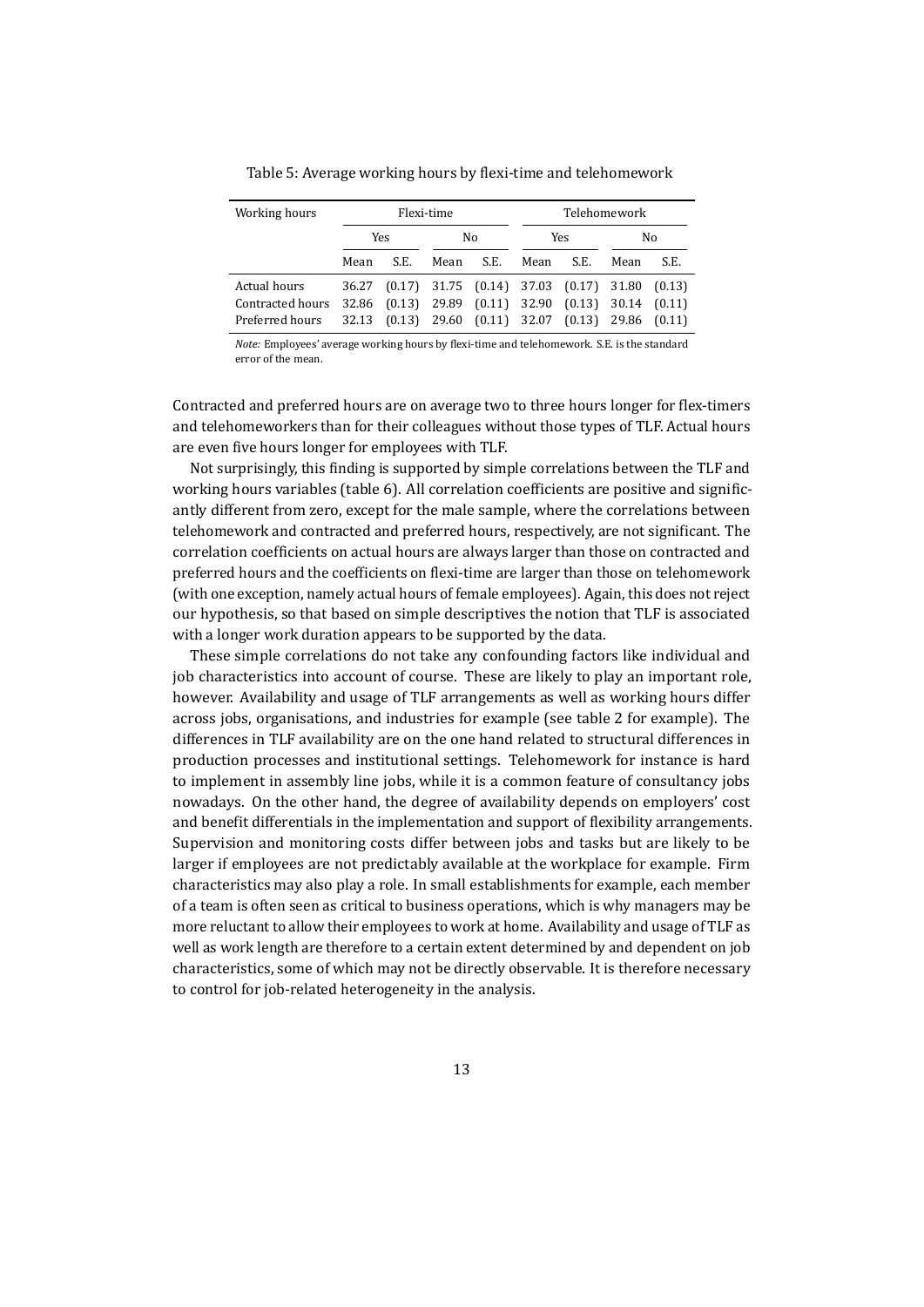Table 5: Average working hours by flexi-time and telehomework

| Working hours | Flexi-time | | | | Telehomework | | | |
|---|---|---|---|---|---|---|---|---|
| | Yes | | No | | Yes | | No | |
| | Mean | S.E. | Mean | S.E. | Mean | S.E. | Mean | S.E. |
| Actual hours | 36.27 | (0.17) | 31.75 | (0.14) | 37.03 | (0.17) | 31.80 | (0.13) |
| Contracted hours | 32.86 | (0.13) | 29.89 | (0.11) | 32.90 | (0.13) | 30.14 | (0.11) |
| Preferred hours | 32.13 | (0.13) | 29.60 | (0.11) | 32.07 | (0.13) | 29.86 | (0.11) |

*Note:* Employees' average working hours by flexi-time and telehomework. S.E. is the standard error of the mean.

Contracted and preferred hours are on average two to three hours longer for flex-timers and telehomeworkers than for their colleagues without those types of TLF. Actual hours are even five hours longer for employees with TLF.

Not surprisingly, this finding is supported by simple correlations between the TLF and working hours variables (table 6). All correlation coefficients are positive and significantly different from zero, except for the male sample, where the correlations between telehomework and contracted and preferred hours, respectively, are not significant. The correlation coefficients on actual hours are always larger than those on contracted and preferred hours and the coefficients on flexi-time are larger than those on telehomework (with one exception, namely actual hours of female employees). Again, this does not reject our hypothesis, so that based on simple descriptives the notion that TLF is associated with a longer work duration appears to be supported by the data.

These simple correlations do not take any confounding factors like individual and job characteristics into account of course. These are likely to play an important role, however. Availability and usage of TLF arrangements as well as working hours differ across jobs, organisations, and industries for example (see table 2 for example). The differences in TLF availability are on the one hand related to structural differences in production processes and institutional settings. Telehomework for instance is hard to implement in assembly line jobs, while it is a common feature of consultancy jobs nowadays. On the other hand, the degree of availability depends on employers' cost and benefit differentials in the implementation and support of flexibility arrangements. Supervision and monitoring costs differ between jobs and tasks but are likely to be larger if employees are not predictably available at the workplace for example. Firm characteristics may also play a role. In small establishments for example, each member of a team is often seen as critical to business operations, which is why managers may be more reluctant to allow their employees to work at home. Availability and usage of TLF as well as work length are therefore to a certain extent determined by and dependent on job characteristics, some of which may not be directly observable. It is therefore necessary to control for job-related heterogeneity in the analysis.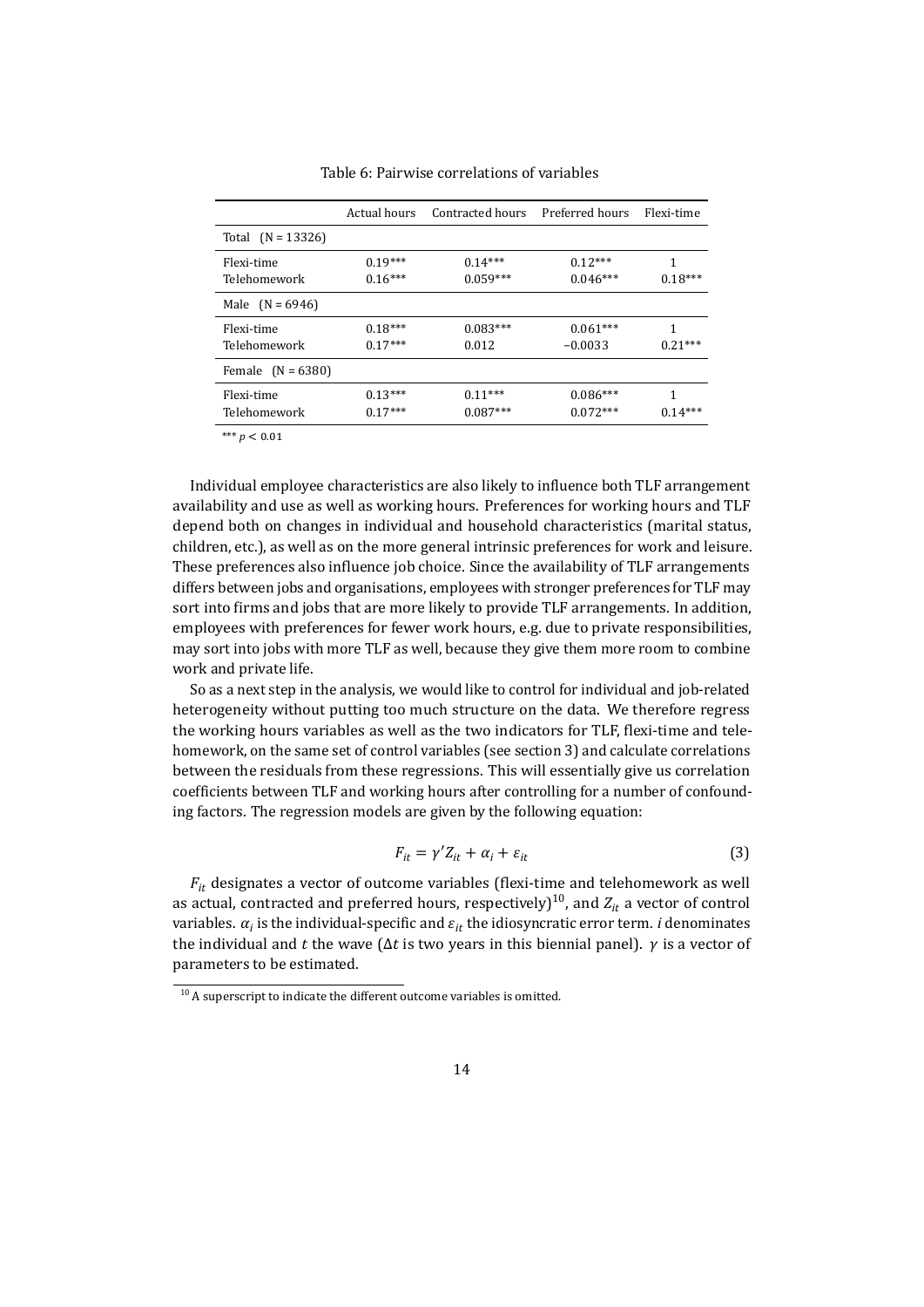Table 6: Pairwise correlations of variables

| | Actual hours | Contracted hours | Preferred hours | Flexi-time |
|---|---|---|---|---|
| Total (N = 13326) | | | | |
| Flexi-time | 0.19*** | 0.14*** | 0.12*** | 1 |
| Telehomework | 0.16*** | 0.059*** | 0.046*** | 0.18*** |
| Male (N = 6946) | | | | |
| Flexi-time | 0.18*** | 0.083*** | 0.061*** | 1 |
| Telehomework | 0.17*** | 0.012 | −0.0033 | 0.21*** |
| Female (N = 6380) | | | | |
| Flexi-time | 0.13*** | 0.11*** | 0.086*** | 1 |
| Telehomework | 0.17*** | 0.087*** | 0.072*** | 0.14*** |

*** $p < 0.01$

Individual employee characteristics are also likely to influence both TLF arrangement availability and use as well as working hours. Preferences for working hours and TLF depend both on changes in individual and household characteristics (marital status, children, etc.), as well as on the more general intrinsic preferences for work and leisure. These preferences also influence job choice. Since the availability of TLF arrangements differs between jobs and organisations, employees with stronger preferences for TLF may sort into firms and jobs that are more likely to provide TLF arrangements. In addition, employees with preferences for fewer work hours, e.g. due to private responsibilities, may sort into jobs with more TLF as well, because they give them more room to combine work and private life.

So as a next step in the analysis, we would like to control for individual and job-related heterogeneity without putting too much structure on the data. We therefore regress the working hours variables as well as the two indicators for TLF, flexi-time and telehomework, on the same set of control variables (see section 3) and calculate correlations between the residuals from these regressions. This will essentially give us correlation coefficients between TLF and working hours after controlling for a number of confounding factors. The regression models are given by the following equation:

$$F_{it} = \gamma' Z_{it} + \alpha_i + \varepsilon_{it} \tag{3}$$

$F_{it}$ designates a vector of outcome variables (flexi-time and telehomework as well as actual, contracted and preferred hours, respectively)[10], and $Z_{it}$ a vector of control variables. $\alpha_i$ is the individual-specific and $\varepsilon_{it}$ the idiosyncratic error term. $i$ denominates the individual and $t$ the wave ($\Delta t$ is two years in this biennial panel). $\gamma$ is a vector of parameters to be estimated.

[10] A superscript to indicate the different outcome variables is omitted.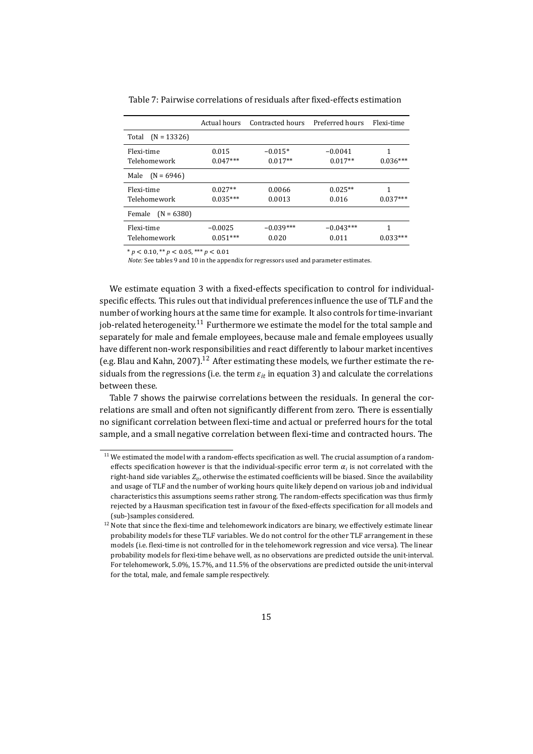Table 7: Pairwise correlations of residuals after fixed-effects estimation

| | Actual hours | Contracted hours | Preferred hours | Flexi-time |
|---|---|---|---|---|
| Total (N = 13326) | | | | |
| Flexi-time | 0.015 | −0.015* | −0.0041 | 1 |
| Telehomework | 0.047*** | 0.017** | 0.017** | 0.036*** |
| Male (N = 6946) | | | | |
| Flexi-time | 0.027** | 0.0066 | 0.025** | 1 |
| Telehomework | 0.035*** | 0.0013 | 0.016 | 0.037*** |
| Female (N = 6380) | | | | |
| Flexi-time | −0.0025 | −0.039*** | −0.043*** | 1 |
| Telehomework | 0.051*** | 0.020 | 0.011 | 0.033*** |

* $p < 0.10$, ** $p < 0.05$, *** $p < 0.01$

*Note:* See tables 9 and 10 in the appendix for regressors used and parameter estimates.

We estimate equation 3 with a fixed-effects specification to control for individual-specific effects. This rules out that individual preferences influence the use of TLF and the number of working hours at the same time for example. It also controls for time-invariant job-related heterogeneity.[11] Furthermore we estimate the model for the total sample and separately for male and female employees, because male and female employees usually have different non-work responsibilities and react differently to labour market incentives (e.g. Blau and Kahn, 2007).[12] After estimating these models, we further estimate the residuals from the regressions (i.e. the term $\varepsilon_{it}$ in equation 3) and calculate the correlations between these.

Table 7 shows the pairwise correlations between the residuals. In general the correlations are small and often not significantly different from zero. There is essentially no significant correlation between flexi-time and actual or preferred hours for the total sample, and a small negative correlation between flexi-time and contracted hours. The

[11] We estimated the model with a random-effects specification as well. The crucial assumption of a random-effects specification however is that the individual-specific error term $\alpha_i$ is not correlated with the right-hand side variables $Z_{it}$, otherwise the estimated coefficients will be biased. Since the availability and usage of TLF and the number of working hours quite likely depend on various job and individual characteristics this assumptions seems rather strong. The random-effects specification was thus firmly rejected by a Hausman specification test in favour of the fixed-effects specification for all models and (sub-)samples considered.

[12] Note that since the flexi-time and telehomework indicators are binary, we effectively estimate linear probability models for these TLF variables. We do not control for the other TLF arrangement in these models (i.e. flexi-time is not controlled for in the telehomework regression and vice versa). The linear probability models for flexi-time behave well, as no observations are predicted outside the unit-interval. For telehomework, 5.0%, 15.7%, and 11.5% of the observations are predicted outside the unit-interval for the total, male, and female sample respectively.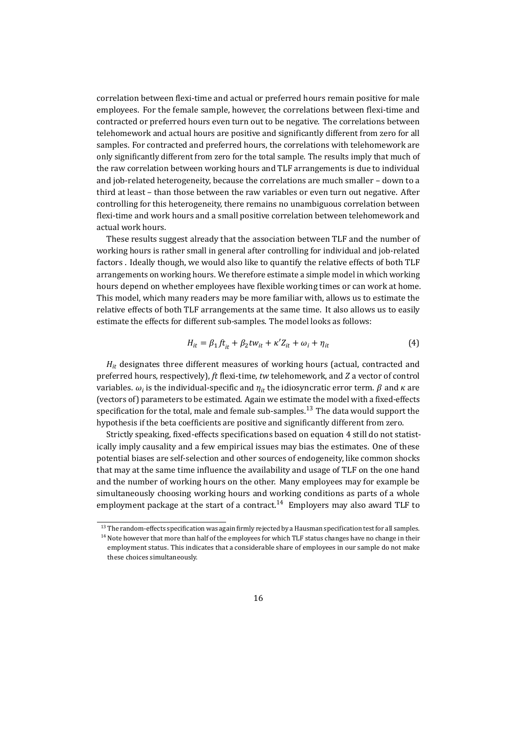correlation between flexi-time and actual or preferred hours remain positive for male employees. For the female sample, however, the correlations between flexi-time and contracted or preferred hours even turn out to be negative. The correlations between telehomework and actual hours are positive and significantly different from zero for all samples. For contracted and preferred hours, the correlations with telehomework are only significantly different from zero for the total sample. The results imply that much of the raw correlation between working hours and TLF arrangements is due to individual and job-related heterogeneity, because the correlations are much smaller – down to a third at least – than those between the raw variables or even turn out negative. After controlling for this heterogeneity, there remains no unambiguous correlation between flexi-time and work hours and a small positive correlation between telehomework and actual work hours.

These results suggest already that the association between TLF and the number of working hours is rather small in general after controlling for individual and job-related factors . Ideally though, we would also like to quantify the relative effects of both TLF arrangements on working hours. We therefore estimate a simple model in which working hours depend on whether employees have flexible working times or can work at home. This model, which many readers may be more familiar with, allows us to estimate the relative effects of both TLF arrangements at the same time. It also allows us to easily estimate the effects for different sub-samples. The model looks as follows:

$$H_{it} = \beta_1 ft_{it} + \beta_2 tw_{it} + \kappa' Z_{it} + \omega_i + \eta_{it} \tag{4}$$

$H_{it}$ designates three different measures of working hours (actual, contracted and preferred hours, respectively), $ft$ flexi-time, $tw$ telehomework, and $Z$ a vector of control variables. $\omega_i$ is the individual-specific and $\eta_{it}$ the idiosyncratic error term. $\beta$ and $\kappa$ are (vectors of) parameters to be estimated. Again we estimate the model with a fixed-effects specification for the total, male and female sub-samples.[13] The data would support the hypothesis if the beta coefficients are positive and significantly different from zero.

Strictly speaking, fixed-effects specifications based on equation 4 still do not statistically imply causality and a few empirical issues may bias the estimates. One of these potential biases are self-selection and other sources of endogeneity, like common shocks that may at the same time influence the availability and usage of TLF on the one hand and the number of working hours on the other. Many employees may for example be simultaneously choosing working hours and working conditions as parts of a whole employment package at the start of a contract.[14] Employers may also award TLF to

[13] The random-effects specification was again firmly rejected by a Hausman specification test for all samples.

[14] Note however that more than half of the employees for which TLF status changes have no change in their employment status. This indicates that a considerable share of employees in our sample do not make these choices simultaneously.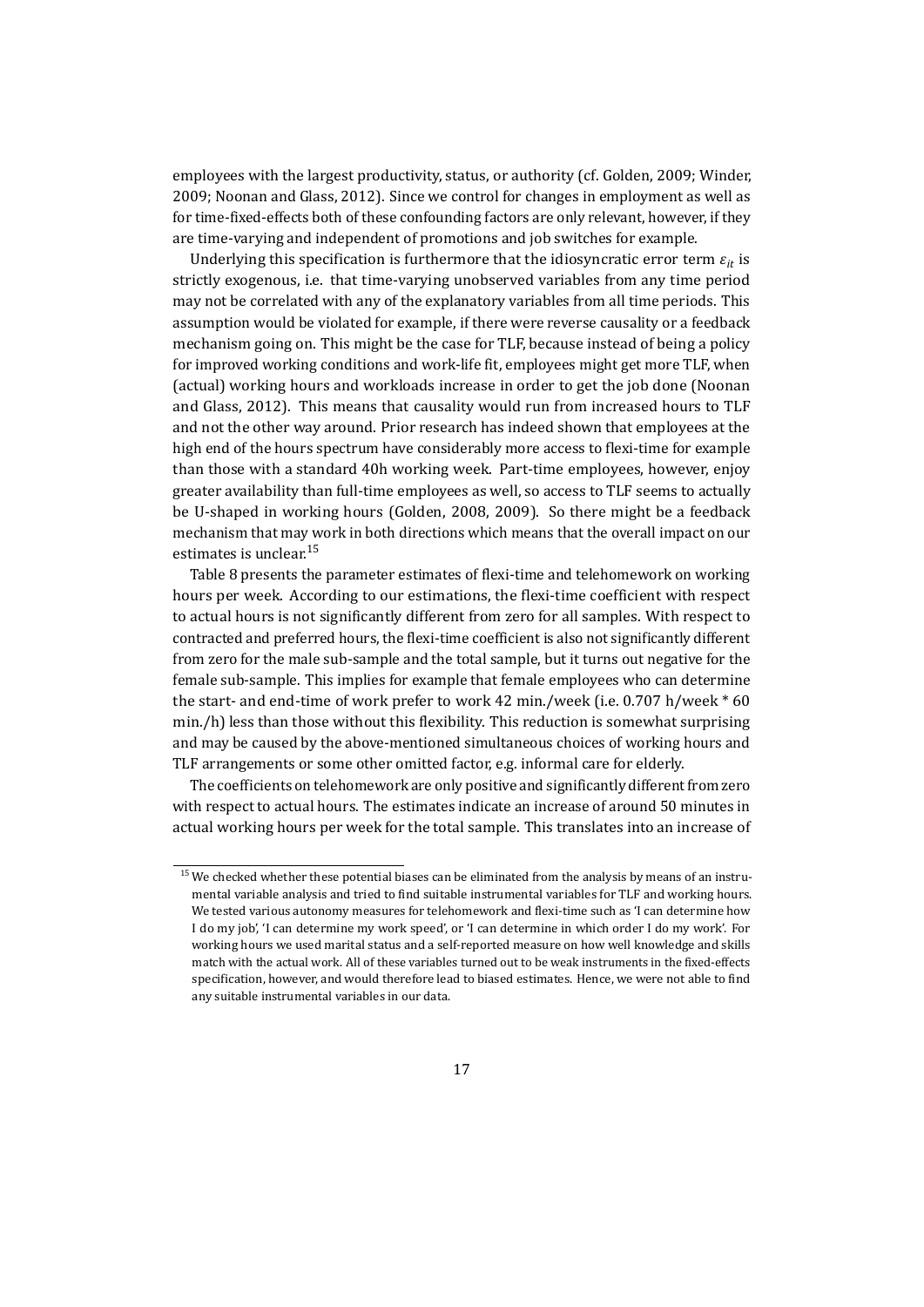employees with the largest productivity, status, or authority (cf. Golden, 2009; Winder, 2009; Noonan and Glass, 2012). Since we control for changes in employment as well as for time-fixed-effects both of these confounding factors are only relevant, however, if they are time-varying and independent of promotions and job switches for example.

Underlying this specification is furthermore that the idiosyncratic error term $\varepsilon_{it}$ is strictly exogenous, i.e. that time-varying unobserved variables from any time period may not be correlated with any of the explanatory variables from all time periods. This assumption would be violated for example, if there were reverse causality or a feedback mechanism going on. This might be the case for TLF, because instead of being a policy for improved working conditions and work-life fit, employees might get more TLF, when (actual) working hours and workloads increase in order to get the job done (Noonan and Glass, 2012). This means that causality would run from increased hours to TLF and not the other way around. Prior research has indeed shown that employees at the high end of the hours spectrum have considerably more access to flexi-time for example than those with a standard 40h working week. Part-time employees, however, enjoy greater availability than full-time employees as well, so access to TLF seems to actually be U-shaped in working hours (Golden, 2008, 2009). So there might be a feedback mechanism that may work in both directions which means that the overall impact on our estimates is unclear.[15]

Table 8 presents the parameter estimates of flexi-time and telehomework on working hours per week. According to our estimations, the flexi-time coefficient with respect to actual hours is not significantly different from zero for all samples. With respect to contracted and preferred hours, the flexi-time coefficient is also not significantly different from zero for the male sub-sample and the total sample, but it turns out negative for the female sub-sample. This implies for example that female employees who can determine the start- and end-time of work prefer to work 42 min./week (i.e. 0.707 h/week * 60 min./h) less than those without this flexibility. This reduction is somewhat surprising and may be caused by the above-mentioned simultaneous choices of working hours and TLF arrangements or some other omitted factor, e.g. informal care for elderly.

The coefficients on telehomework are only positive and significantly different from zero with respect to actual hours. The estimates indicate an increase of around 50 minutes in actual working hours per week for the total sample. This translates into an increase of

[15] We checked whether these potential biases can be eliminated from the analysis by means of an instrumental variable analysis and tried to find suitable instrumental variables for TLF and working hours. We tested various autonomy measures for telehomework and flexi-time such as 'I can determine how I do my job', 'I can determine my work speed', or 'I can determine in which order I do my work'. For working hours we used marital status and a self-reported measure on how well knowledge and skills match with the actual work. All of these variables turned out to be weak instruments in the fixed-effects specification, however, and would therefore lead to biased estimates. Hence, we were not able to find any suitable instrumental variables in our data.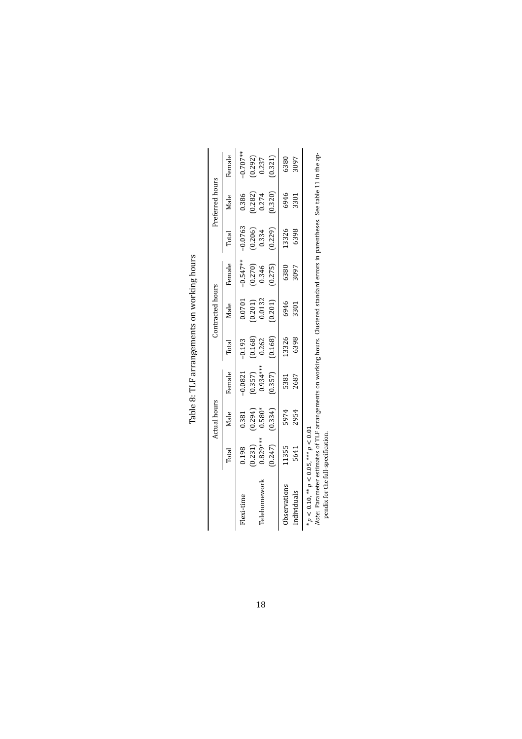Table 8: TLF arrangements on working hours

| | Actual hours | | | Contracted hours | | | Preferred hours | | |
|---|---|---|---|---|---|---|---|---|---|
| | Total | Male | Female | Total | Male | Female | Total | Male | Female |
| Flexi-time | 0.198 | 0.381 | −0.0821 | −0.193 | 0.0701 | −0.547** | −0.0763 | 0.386 | −0.707** |
| | (0.231) | (0.294) | (0.357) | (0.168) | (0.201) | (0.270) | (0.206) | (0.282) | (0.292) |
| Telehomework | 0.829*** | 0.580* | 0.934*** | 0.262 | 0.0132 | 0.346 | 0.334 | 0.274 | 0.237 |
| | (0.247) | (0.334) | (0.357) | (0.168) | (0.201) | (0.275) | (0.229) | (0.320) | (0.321) |
| Observations | 11355 | 5974 | 5381 | 13326 | 6946 | 6380 | 13326 | 6946 | 6380 |
| Individuals | 5641 | 2954 | 2687 | 6398 | 3301 | 3097 | 6398 | 3301 | 3097 |

\* $p < 0.10$, ** $p < 0.05$, *** $p < 0.01$

*Note:* Parameter estimates of TLF arrangements on working hours. Clustered standard errors in parentheses. See table 11 in the appendix for the full-specification.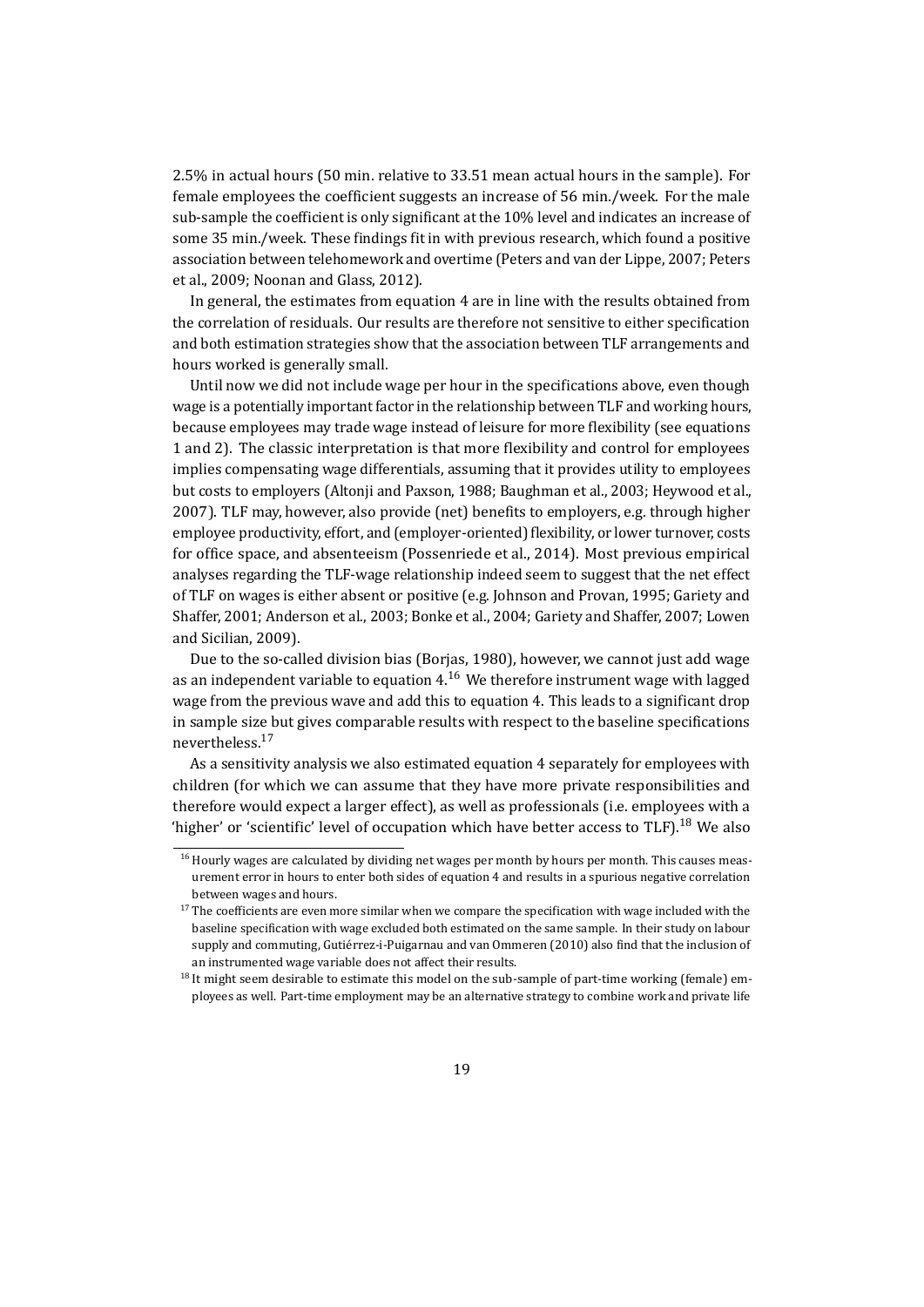2.5% in actual hours (50 min. relative to 33.51 mean actual hours in the sample). For female employees the coefficient suggests an increase of 56 min./week. For the male sub-sample the coefficient is only significant at the 10% level and indicates an increase of some 35 min./week. These findings fit in with previous research, which found a positive association between telehomework and overtime (Peters and van der Lippe, 2007; Peters et al., 2009; Noonan and Glass, 2012).

In general, the estimates from equation 4 are in line with the results obtained from the correlation of residuals. Our results are therefore not sensitive to either specification and both estimation strategies show that the association between TLF arrangements and hours worked is generally small.

Until now we did not include wage per hour in the specifications above, even though wage is a potentially important factor in the relationship between TLF and working hours, because employees may trade wage instead of leisure for more flexibility (see equations 1 and 2). The classic interpretation is that more flexibility and control for employees implies compensating wage differentials, assuming that it provides utility to employees but costs to employers (Altonji and Paxson, 1988; Baughman et al., 2003; Heywood et al., 2007). TLF may, however, also provide (net) benefits to employers, e.g. through higher employee productivity, effort, and (employer-oriented) flexibility, or lower turnover, costs for office space, and absenteeism (Possenriede et al., 2014). Most previous empirical analyses regarding the TLF-wage relationship indeed seem to suggest that the net effect of TLF on wages is either absent or positive (e.g. Johnson and Provan, 1995; Gariety and Shaffer, 2001; Anderson et al., 2003; Bonke et al., 2004; Gariety and Shaffer, 2007; Lowen and Sicilian, 2009).

Due to the so-called division bias (Borjas, 1980), however, we cannot just add wage as an independent variable to equation 4.[16] We therefore instrument wage with lagged wage from the previous wave and add this to equation 4. This leads to a significant drop in sample size but gives comparable results with respect to the baseline specifications nevertheless.[17]

As a sensitivity analysis we also estimated equation 4 separately for employees with children (for which we can assume that they have more private responsibilities and therefore would expect a larger effect), as well as professionals (i.e. employees with a 'higher' or 'scientific' level of occupation which have better access to TLF).[18] We also

[16] Hourly wages are calculated by dividing net wages per month by hours per month. This causes measurement error in hours to enter both sides of equation 4 and results in a spurious negative correlation between wages and hours.

[17] The coefficients are even more similar when we compare the specification with wage included with the baseline specification with wage excluded both estimated on the same sample. In their study on labour supply and commuting, Gutiérrez-i-Puigarnau and van Ommeren (2010) also find that the inclusion of an instrumented wage variable does not affect their results.

[18] It might seem desirable to estimate this model on the sub-sample of part-time working (female) employees as well. Part-time employment may be an alternative strategy to combine work and private life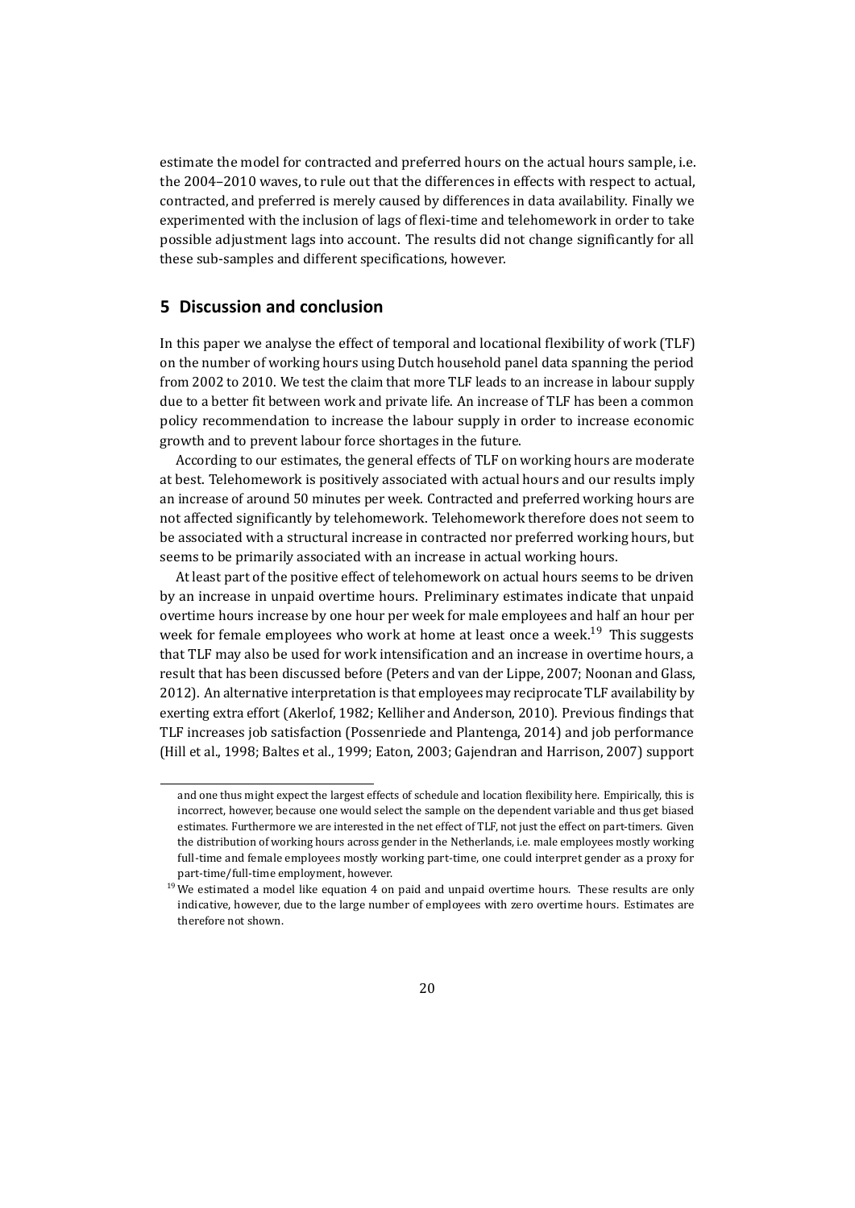estimate the model for contracted and preferred hours on the actual hours sample, i.e. the 2004–2010 waves, to rule out that the differences in effects with respect to actual, contracted, and preferred is merely caused by differences in data availability. Finally we experimented with the inclusion of lags of flexi-time and telehomework in order to take possible adjustment lags into account. The results did not change significantly for all these sub-samples and different specifications, however.

## 5 Discussion and conclusion

In this paper we analyse the effect of temporal and locational flexibility of work (TLF) on the number of working hours using Dutch household panel data spanning the period from 2002 to 2010. We test the claim that more TLF leads to an increase in labour supply due to a better fit between work and private life. An increase of TLF has been a common policy recommendation to increase the labour supply in order to increase economic growth and to prevent labour force shortages in the future.

According to our estimates, the general effects of TLF on working hours are moderate at best. Telehomework is positively associated with actual hours and our results imply an increase of around 50 minutes per week. Contracted and preferred working hours are not affected significantly by telehomework. Telehomework therefore does not seem to be associated with a structural increase in contracted nor preferred working hours, but seems to be primarily associated with an increase in actual working hours.

At least part of the positive effect of telehomework on actual hours seems to be driven by an increase in unpaid overtime hours. Preliminary estimates indicate that unpaid overtime hours increase by one hour per week for male employees and half an hour per week for female employees who work at home at least once a week.[19] This suggests that TLF may also be used for work intensification and an increase in overtime hours, a result that has been discussed before (Peters and van der Lippe, 2007; Noonan and Glass, 2012). An alternative interpretation is that employees may reciprocate TLF availability by exerting extra effort (Akerlof, 1982; Kelliher and Anderson, 2010). Previous findings that TLF increases job satisfaction (Possenriede and Plantenga, 2014) and job performance (Hill et al., 1998; Baltes et al., 1999; Eaton, 2003; Gajendran and Harrison, 2007) support

---

and one thus might expect the largest effects of schedule and location flexibility here. Empirically, this is incorrect, however, because one would select the sample on the dependent variable and thus get biased estimates. Furthermore we are interested in the net effect of TLF, not just the effect on part-timers. Given the distribution of working hours across gender in the Netherlands, i.e. male employees mostly working full-time and female employees mostly working part-time, one could interpret gender as a proxy for part-time/full-time employment, however.

[19] We estimated a model like equation 4 on paid and unpaid overtime hours. These results are only indicative, however, due to the large number of employees with zero overtime hours. Estimates are therefore not shown.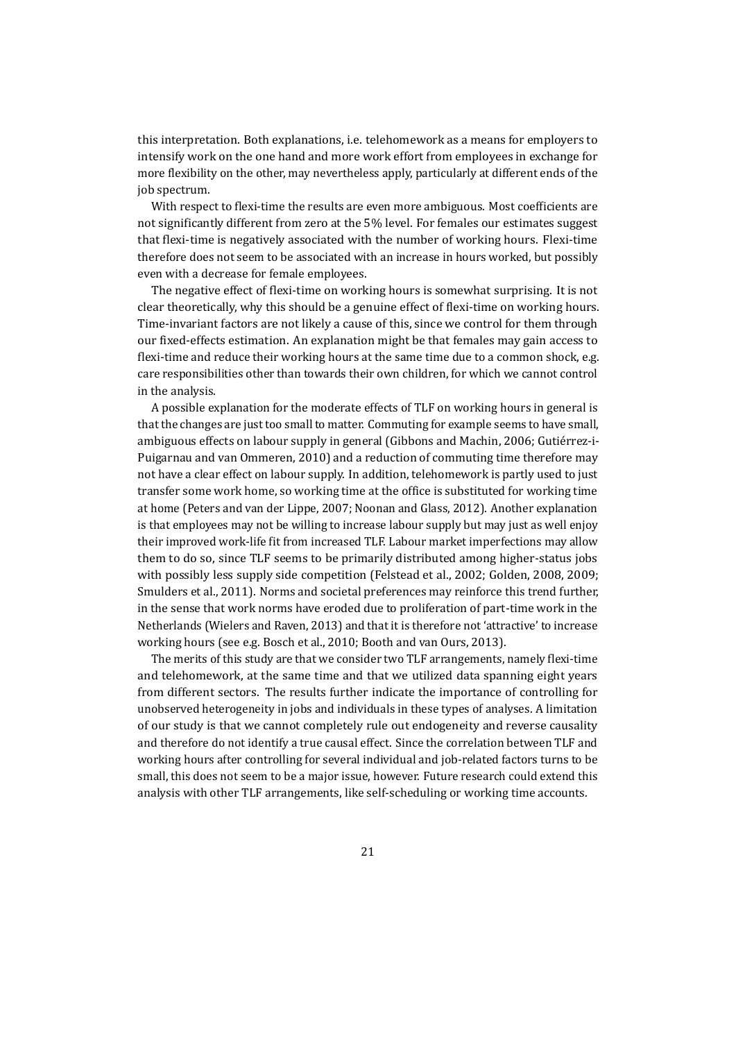this interpretation. Both explanations, i.e. telehomework as a means for employers to intensify work on the one hand and more work effort from employees in exchange for more flexibility on the other, may nevertheless apply, particularly at different ends of the job spectrum.

With respect to flexi-time the results are even more ambiguous. Most coefficients are not significantly different from zero at the 5% level. For females our estimates suggest that flexi-time is negatively associated with the number of working hours. Flexi-time therefore does not seem to be associated with an increase in hours worked, but possibly even with a decrease for female employees.

The negative effect of flexi-time on working hours is somewhat surprising. It is not clear theoretically, why this should be a genuine effect of flexi-time on working hours. Time-invariant factors are not likely a cause of this, since we control for them through our fixed-effects estimation. An explanation might be that females may gain access to flexi-time and reduce their working hours at the same time due to a common shock, e.g. care responsibilities other than towards their own children, for which we cannot control in the analysis.

A possible explanation for the moderate effects of TLF on working hours in general is that the changes are just too small to matter. Commuting for example seems to have small, ambiguous effects on labour supply in general (Gibbons and Machin, 2006; Gutiérrez-i-Puigarnau and van Ommeren, 2010) and a reduction of commuting time therefore may not have a clear effect on labour supply. In addition, telehomework is partly used to just transfer some work home, so working time at the office is substituted for working time at home (Peters and van der Lippe, 2007; Noonan and Glass, 2012). Another explanation is that employees may not be willing to increase labour supply but may just as well enjoy their improved work-life fit from increased TLF. Labour market imperfections may allow them to do so, since TLF seems to be primarily distributed among higher-status jobs with possibly less supply side competition (Felstead et al., 2002; Golden, 2008, 2009; Smulders et al., 2011). Norms and societal preferences may reinforce this trend further, in the sense that work norms have eroded due to proliferation of part-time work in the Netherlands (Wielers and Raven, 2013) and that it is therefore not 'attractive' to increase working hours (see e.g. Bosch et al., 2010; Booth and van Ours, 2013).

The merits of this study are that we consider two TLF arrangements, namely flexi-time and telehomework, at the same time and that we utilized data spanning eight years from different sectors. The results further indicate the importance of controlling for unobserved heterogeneity in jobs and individuals in these types of analyses. A limitation of our study is that we cannot completely rule out endogeneity and reverse causality and therefore do not identify a true causal effect. Since the correlation between TLF and working hours after controlling for several individual and job-related factors turns to be small, this does not seem to be a major issue, however. Future research could extend this analysis with other TLF arrangements, like self-scheduling or working time accounts.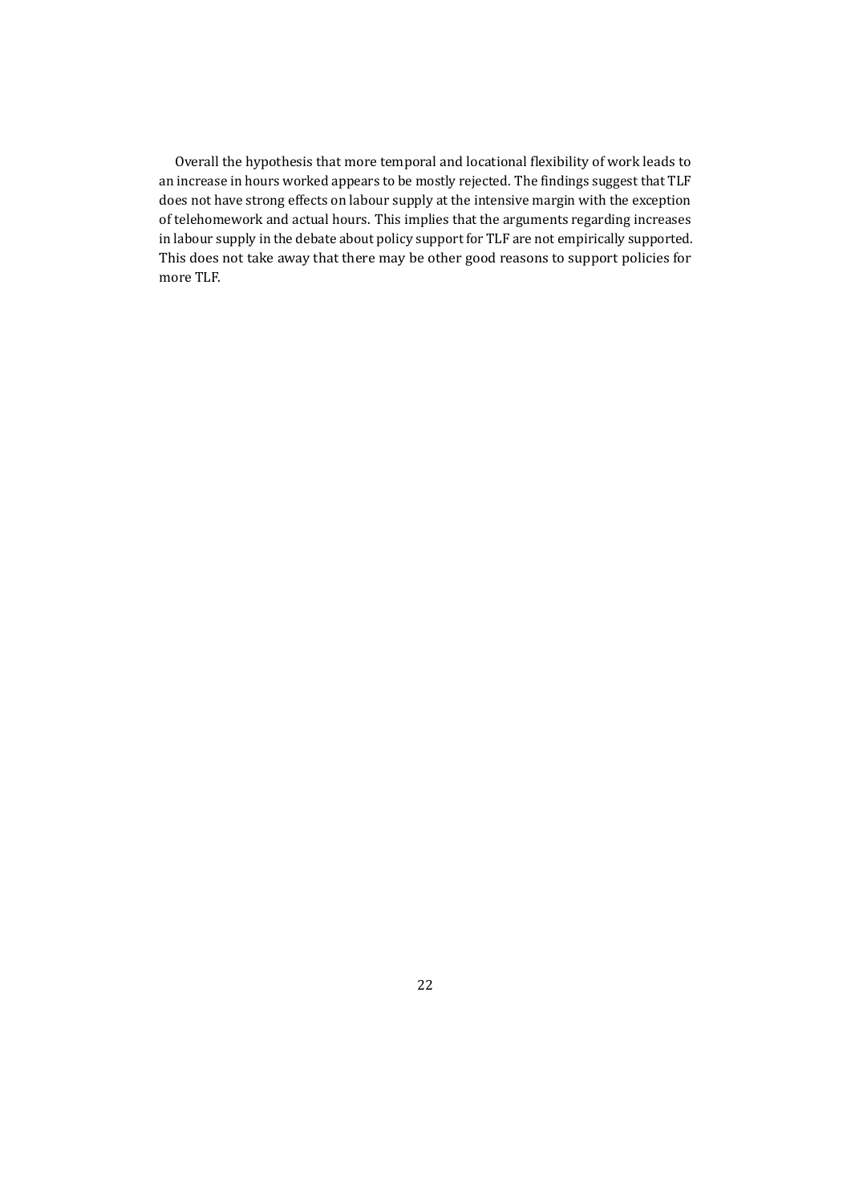Overall the hypothesis that more temporal and locational flexibility of work leads to an increase in hours worked appears to be mostly rejected. The findings suggest that TLF does not have strong effects on labour supply at the intensive margin with the exception of telehomework and actual hours. This implies that the arguments regarding increases in labour supply in the debate about policy support for TLF are not empirically supported. This does not take away that there may be other good reasons to support policies for more TLF.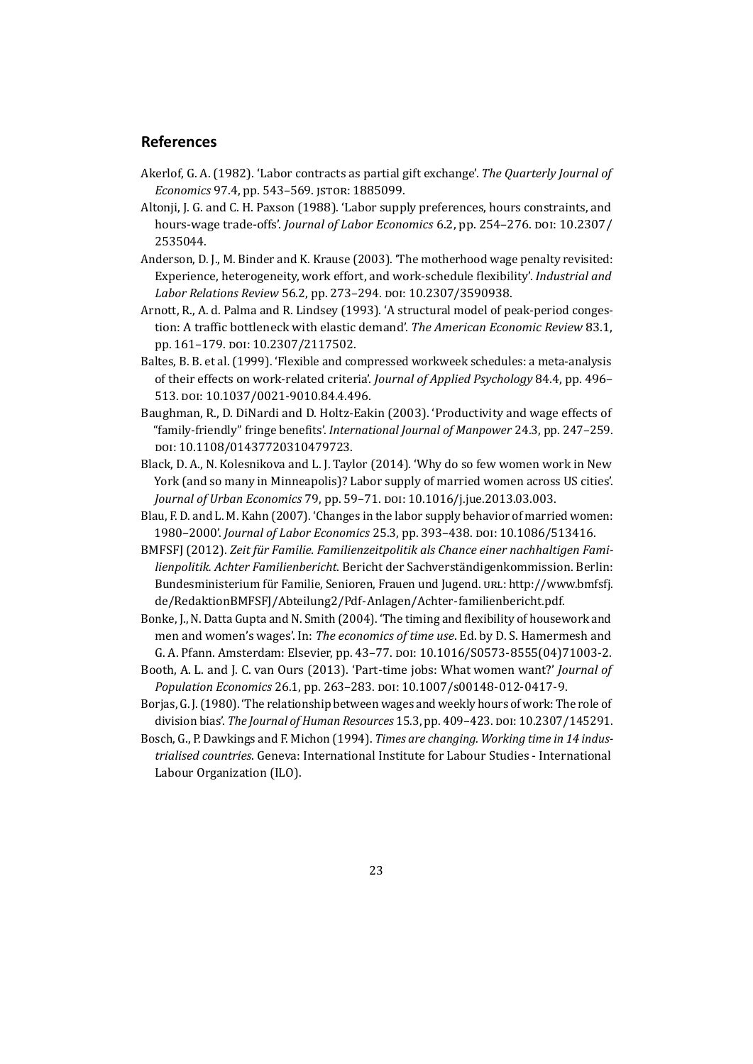## References

Akerlof, G. A. (1982). 'Labor contracts as partial gift exchange'. *The Quarterly Journal of Economics* 97.4, pp. 543–569. JSTOR: 1885099.

Altonji, J. G. and C. H. Paxson (1988). 'Labor supply preferences, hours constraints, and hours-wage trade-offs'. *Journal of Labor Economics* 6.2, pp. 254–276. DOI: 10.2307/2535044.

Anderson, D. J., M. Binder and K. Krause (2003). 'The motherhood wage penalty revisited: Experience, heterogeneity, work effort, and work-schedule flexibility'. *Industrial and Labor Relations Review* 56.2, pp. 273–294. DOI: 10.2307/3590938.

Arnott, R., A. d. Palma and R. Lindsey (1993). 'A structural model of peak-period congestion: A traffic bottleneck with elastic demand'. *The American Economic Review* 83.1, pp. 161–179. DOI: 10.2307/2117502.

Baltes, B. B. et al. (1999). 'Flexible and compressed workweek schedules: a meta-analysis of their effects on work-related criteria'. *Journal of Applied Psychology* 84.4, pp. 496–513. DOI: 10.1037/0021-9010.84.4.496.

Baughman, R., D. DiNardi and D. Holtz-Eakin (2003). 'Productivity and wage effects of "family-friendly" fringe benefits'. *International Journal of Manpower* 24.3, pp. 247–259. DOI: 10.1108/01437720310479723.

Black, D. A., N. Kolesnikova and L. J. Taylor (2014). 'Why do so few women work in New York (and so many in Minneapolis)? Labor supply of married women across US cities'. *Journal of Urban Economics* 79, pp. 59–71. DOI: 10.1016/j.jue.2013.03.003.

Blau, F. D. and L. M. Kahn (2007). 'Changes in the labor supply behavior of married women: 1980–2000'. *Journal of Labor Economics* 25.3, pp. 393–438. DOI: 10.1086/513416.

BMFSFJ (2012). *Zeit für Familie. Familienzeitpolitik als Chance einer nachhaltigen Familienpolitik. Achter Familienbericht*. Bericht der Sachverständigenkommission. Berlin: Bundesministerium für Familie, Senioren, Frauen und Jugend. URL: http://www.bmfsfj.de/RedaktionBMFSFJ/Abteilung2/Pdf-Anlagen/Achter-familienbericht.pdf.

Bonke, J., N. Datta Gupta and N. Smith (2004). 'The timing and flexibility of housework and men and women's wages'. In: *The economics of time use*. Ed. by D. S. Hamermesh and G. A. Pfann. Amsterdam: Elsevier, pp. 43–77. DOI: 10.1016/S0573-8555(04)71003-2.

Booth, A. L. and J. C. van Ours (2013). 'Part-time jobs: What women want?' *Journal of Population Economics* 26.1, pp. 263–283. DOI: 10.1007/s00148-012-0417-9.

Borjas, G. J. (1980). 'The relationship between wages and weekly hours of work: The role of division bias'. *The Journal of Human Resources* 15.3, pp. 409–423. DOI: 10.2307/145291.

Bosch, G., P. Dawkings and F. Michon (1994). *Times are changing. Working time in 14 industrialised countries*. Geneva: International Institute for Labour Studies - International Labour Organization (ILO).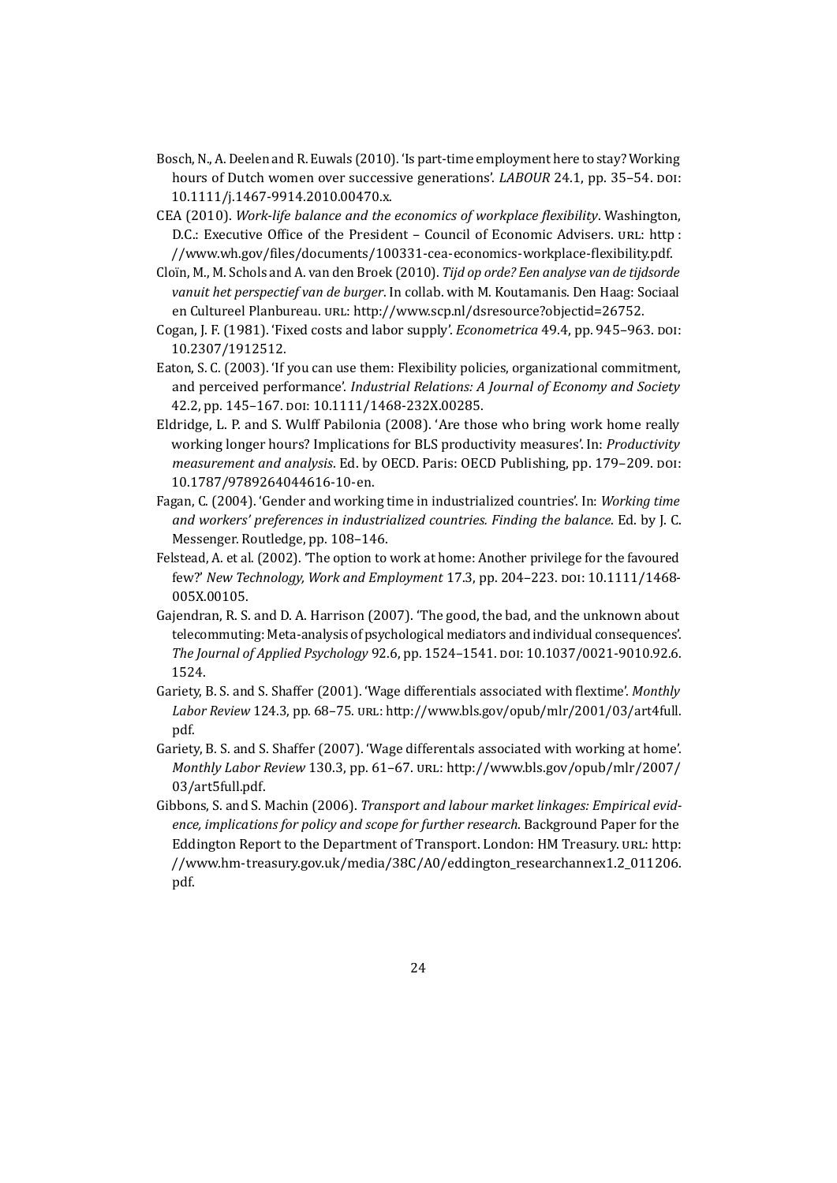Bosch, N., A. Deelen and R. Euwals (2010). 'Is part-time employment here to stay? Working hours of Dutch women over successive generations'. *LABOUR* 24.1, pp. 35–54. DOI: 10.1111/j.1467-9914.2010.00470.x.

CEA (2010). *Work-life balance and the economics of workplace flexibility*. Washington, D.C.: Executive Office of the President – Council of Economic Advisers. URL: http://www.wh.gov/files/documents/100331-cea-economics-workplace-flexibility.pdf.

Cloïn, M., M. Schols and A. van den Broek (2010). *Tijd op orde? Een analyse van de tijdsorde vanuit het perspectief van de burger*. In collab. with M. Koutamanis. Den Haag: Sociaal en Cultureel Planbureau. URL: http://www.scp.nl/dsresource?objectid=26752.

Cogan, J. F. (1981). 'Fixed costs and labor supply'. *Econometrica* 49.4, pp. 945–963. DOI: 10.2307/1912512.

Eaton, S. C. (2003). 'If you can use them: Flexibility policies, organizational commitment, and perceived performance'. *Industrial Relations: A Journal of Economy and Society* 42.2, pp. 145–167. DOI: 10.1111/1468-232X.00285.

Eldridge, L. P. and S. Wulff Pabilonia (2008). 'Are those who bring work home really working longer hours? Implications for BLS productivity measures'. In: *Productivity measurement and analysis*. Ed. by OECD. Paris: OECD Publishing, pp. 179–209. DOI: 10.1787/9789264044616-10-en.

Fagan, C. (2004). 'Gender and working time in industrialized countries'. In: *Working time and workers' preferences in industrialized countries. Finding the balance*. Ed. by J. C. Messenger. Routledge, pp. 108–146.

Felstead, A. et al. (2002). 'The option to work at home: Another privilege for the favoured few?' *New Technology, Work and Employment* 17.3, pp. 204–223. DOI: 10.1111/1468-005X.00105.

Gajendran, R. S. and D. A. Harrison (2007). 'The good, the bad, and the unknown about telecommuting: Meta-analysis of psychological mediators and individual consequences'. *The Journal of Applied Psychology* 92.6, pp. 1524–1541. DOI: 10.1037/0021-9010.92.6.1524.

Gariety, B. S. and S. Shaffer (2001). 'Wage differentials associated with flextime'. *Monthly Labor Review* 124.3, pp. 68–75. URL: http://www.bls.gov/opub/mlr/2001/03/art4full.pdf.

Gariety, B. S. and S. Shaffer (2007). 'Wage differentals associated with working at home'. *Monthly Labor Review* 130.3, pp. 61–67. URL: http://www.bls.gov/opub/mlr/2007/03/art5full.pdf.

Gibbons, S. and S. Machin (2006). *Transport and labour market linkages: Empirical evidence, implications for policy and scope for further research*. Background Paper for the Eddington Report to the Department of Transport. London: HM Treasury. URL: http://www.hm-treasury.gov.uk/media/38C/A0/eddington_researchannex1.2_011206.pdf.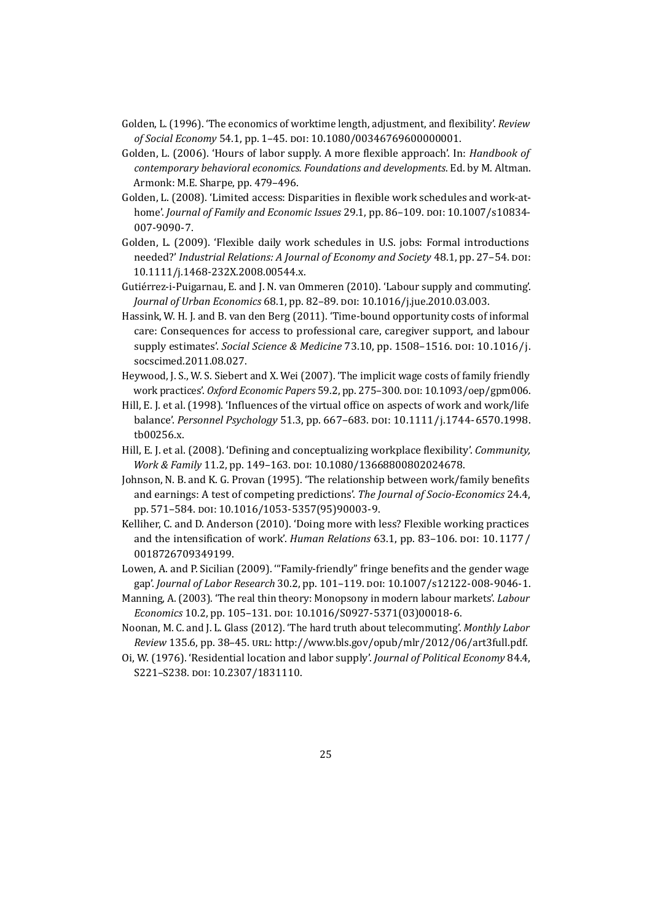Golden, L. (1996). 'The economics of worktime length, adjustment, and flexibility'. *Review of Social Economy* 54.1, pp. 1–45. DOI: 10.1080/00346769600000001.

Golden, L. (2006). 'Hours of labor supply. A more flexible approach'. In: *Handbook of contemporary behavioral economics. Foundations and developments*. Ed. by M. Altman. Armonk: M.E. Sharpe, pp. 479–496.

Golden, L. (2008). 'Limited access: Disparities in flexible work schedules and work-at-home'. *Journal of Family and Economic Issues* 29.1, pp. 86–109. DOI: 10.1007/s10834-007-9090-7.

Golden, L. (2009). 'Flexible daily work schedules in U.S. jobs: Formal introductions needed?' *Industrial Relations: A Journal of Economy and Society* 48.1, pp. 27–54. DOI: 10.1111/j.1468-232X.2008.00544.x.

Gutiérrez-i-Puigarnau, E. and J. N. van Ommeren (2010). 'Labour supply and commuting'. *Journal of Urban Economics* 68.1, pp. 82–89. DOI: 10.1016/j.jue.2010.03.003.

Hassink, W. H. J. and B. van den Berg (2011). 'Time-bound opportunity costs of informal care: Consequences for access to professional care, caregiver support, and labour supply estimates'. *Social Science & Medicine* 73.10, pp. 1508–1516. DOI: 10.1016/j.socscimed.2011.08.027.

Heywood, J. S., W. S. Siebert and X. Wei (2007). 'The implicit wage costs of family friendly work practices'. *Oxford Economic Papers* 59.2, pp. 275–300. DOI: 10.1093/oep/gpm006.

Hill, E. J. et al. (1998). 'Influences of the virtual office on aspects of work and work/life balance'. *Personnel Psychology* 51.3, pp. 667–683. DOI: 10.1111/j.1744-6570.1998.tb00256.x.

Hill, E. J. et al. (2008). 'Defining and conceptualizing workplace flexibility'. *Community, Work & Family* 11.2, pp. 149–163. DOI: 10.1080/13668800802024678.

Johnson, N. B. and K. G. Provan (1995). 'The relationship between work/family benefits and earnings: A test of competing predictions'. *The Journal of Socio-Economics* 24.4, pp. 571–584. DOI: 10.1016/1053-5357(95)90003-9.

Kelliher, C. and D. Anderson (2010). 'Doing more with less? Flexible working practices and the intensification of work'. *Human Relations* 63.1, pp. 83–106. DOI: 10.1177/0018726709349199.

Lowen, A. and P. Sicilian (2009). '"Family-friendly" fringe benefits and the gender wage gap'. *Journal of Labor Research* 30.2, pp. 101–119. DOI: 10.1007/s12122-008-9046-1.

Manning, A. (2003). 'The real thin theory: Monopsony in modern labour markets'. *Labour Economics* 10.2, pp. 105–131. DOI: 10.1016/S0927-5371(03)00018-6.

Noonan, M. C. and J. L. Glass (2012). 'The hard truth about telecommuting'. *Monthly Labor Review* 135.6, pp. 38–45. URL: http://www.bls.gov/opub/mlr/2012/06/art3full.pdf.

Oi, W. (1976). 'Residential location and labor supply'. *Journal of Political Economy* 84.4, S221–S238. DOI: 10.2307/1831110.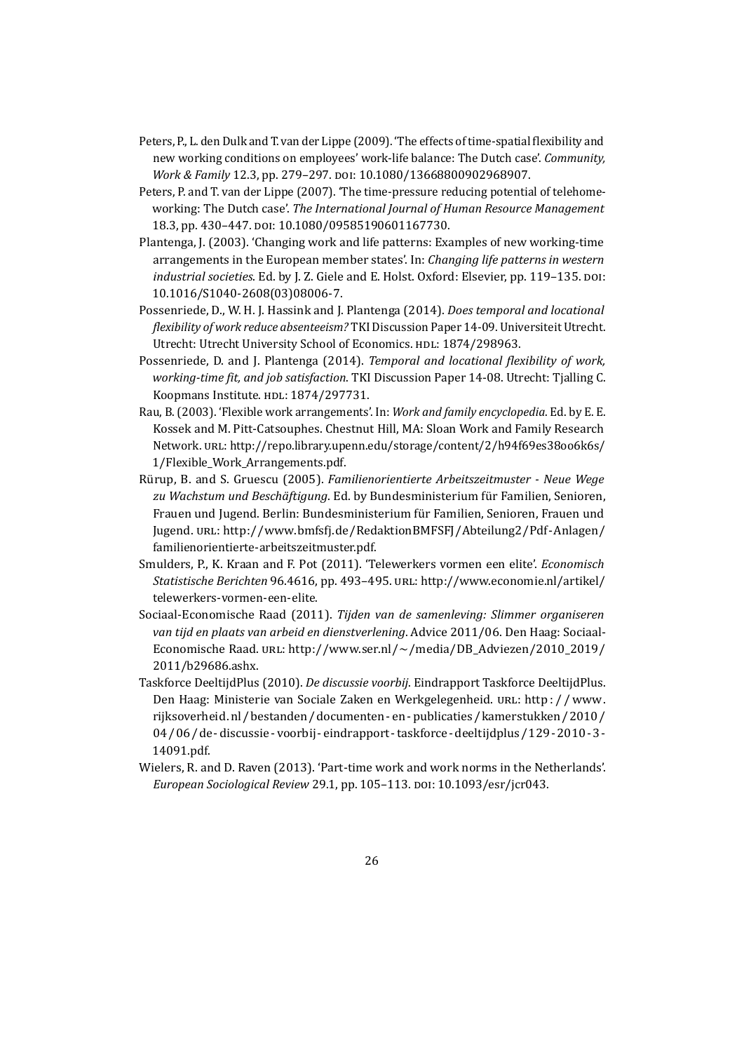Peters, P., L. den Dulk and T. van der Lippe (2009). 'The effects of time-spatial flexibility and new working conditions on employees' work-life balance: The Dutch case'. *Community, Work & Family* 12.3, pp. 279–297. DOI: 10.1080/13668800902968907.

Peters, P. and T. van der Lippe (2007). 'The time-pressure reducing potential of telehomeworking: The Dutch case'. *The International Journal of Human Resource Management* 18.3, pp. 430–447. DOI: 10.1080/09585190601167730.

Plantenga, J. (2003). 'Changing work and life patterns: Examples of new working-time arrangements in the European member states'. In: *Changing life patterns in western industrial societies*. Ed. by J. Z. Giele and E. Holst. Oxford: Elsevier, pp. 119–135. DOI: 10.1016/S1040-2608(03)08006-7.

Possenriede, D., W. H. J. Hassink and J. Plantenga (2014). *Does temporal and locational flexibility of work reduce absenteeism?* TKI Discussion Paper 14-09. Universiteit Utrecht. Utrecht: Utrecht University School of Economics. HDL: 1874/298963.

Possenriede, D. and J. Plantenga (2014). *Temporal and locational flexibility of work, working-time fit, and job satisfaction*. TKI Discussion Paper 14-08. Utrecht: Tjalling C. Koopmans Institute. HDL: 1874/297731.

Rau, B. (2003). 'Flexible work arrangements'. In: *Work and family encyclopedia*. Ed. by E. E. Kossek and M. Pitt-Catsouphes. Chestnut Hill, MA: Sloan Work and Family Research Network. URL: http://repo.library.upenn.edu/storage/content/2/h94f69es38oo6k6s/1/Flexible_Work_Arrangements.pdf.

Rürup, B. and S. Gruescu (2005). *Familienorientierte Arbeitszeitmuster - Neue Wege zu Wachstum und Beschäftigung*. Ed. by Bundesministerium für Familien, Senioren, Frauen und Jugend. Berlin: Bundesministerium für Familien, Senioren, Frauen und Jugend. URL: http://www.bmfsfj.de/RedaktionBMFSFJ/Abteilung2/Pdf-Anlagen/familienorientierte-arbeitszeitmuster.pdf.

Smulders, P., K. Kraan and F. Pot (2011). 'Telewerkers vormen een elite'. *Economisch Statistische Berichten* 96.4616, pp. 493–495. URL: http://www.economie.nl/artikel/telewerkers-vormen-een-elite.

Sociaal-Economische Raad (2011). *Tijden van de samenleving: Slimmer organiseren van tijd en plaats van arbeid en dienstverlening*. Advice 2011/06. Den Haag: Sociaal-Economische Raad. URL: http://www.ser.nl/~/media/DB_Adviezen/2010_2019/2011/b29686.ashx.

Taskforce DeeltijdPlus (2010). *De discussie voorbij*. Eindrapport Taskforce DeeltijdPlus. Den Haag: Ministerie van Sociale Zaken en Werkgelegenheid. URL: http://www.rijksoverheid.nl/bestanden/documenten-en-publicaties/kamerstukken/2010/04/06/de-discussie-voorbij-eindrapport-taskforce-deeltijdplus/129-2010-3-14091.pdf.

Wielers, R. and D. Raven (2013). 'Part-time work and work norms in the Netherlands'. *European Sociological Review* 29.1, pp. 105–113. DOI: 10.1093/esr/jcr043.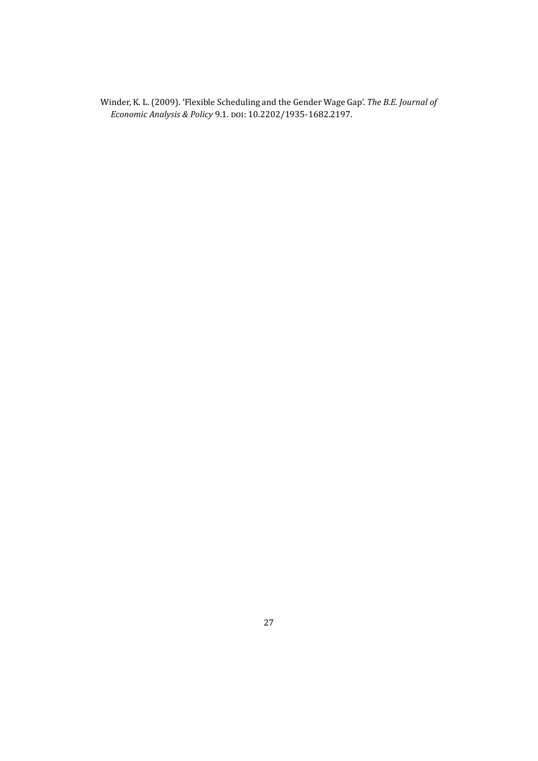Winder, K. L. (2009). 'Flexible Scheduling and the Gender Wage Gap'. *The B.E. Journal of Economic Analysis & Policy* 9.1. DOI: 10.2202/1935-1682.2197.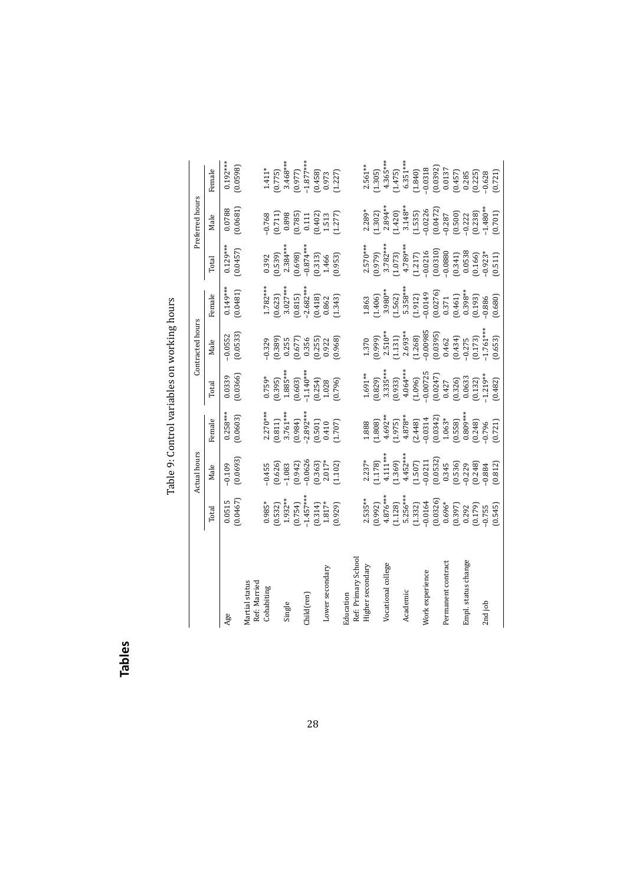# Tables

Table 9: Control variables on working hours

| | Actual hours | | | Contracted hours | | | Preferred hours | | |
|---|---|---|---|---|---|---|---|---|---|
| | Total | Male | Female | Total | Male | Female | Total | Male | Female |
| Age | 0.0515 | −0.109 | 0.258*** | 0.0339 | −0.0552 | 0.149*** | 0.129*** | 0.0788 | 0.192*** |
| | (0.0467) | (0.0693) | (0.0603) | (0.0366) | (0.0533) | (0.0481) | (0.0457) | (0.0681) | (0.0598) |
| Martial status | | | | | | | | | |
| Ref: Married | | | | | | | | | |
| Cohabiting | 0.985* | −0.455 | 2.270*** | 0.759* | −0.329 | 1.782*** | 0.392 | −0.768 | 1.411* |
| | (0.532) | (0.626) | (0.811) | (0.395) | (0.389) | (0.623) | (0.539) | (0.711) | (0.775) |
| Single | 1.932** | −1.083 | 3.761*** | 1.885*** | 0.255 | 3.027*** | 2.384*** | 0.898 | 3.468*** |
| | (0.754) | (0.942) | (0.984) | (0.603) | (0.677) | (0.815) | (0.698) | (0.785) | (0.977) |
| Child(ren) | −1.457*** | −0.0626 | −2.892*** | −1.140*** | 0.356 | −2.682*** | −0.874*** | 0.111 | −1.877*** |
| | (0.314) | (0.363) | (0.501) | (0.254) | (0.255) | (0.418) | (0.313) | (0.402) | (0.458) |
| Lower secondary | 1.817* | 2.017* | 0.410 | 1.028 | 0.922 | 0.862 | 1.466 | 1.513 | 0.973 |
| | (0.929) | (1.102) | (1.707) | (0.796) | (0.968) | (1.343) | (0.953) | (1.277) | (1.227) |
| Education | | | | | | | | | |
| Ref: Primary School | | | | | | | | | |
| Higher secondary | 2.535** | 2.237* | 1.888 | 1.691** | 1.370 | 1.863 | 2.570*** | 2.289* | 2.561** |
| | (0.992) | (1.178) | (1.808) | (0.829) | (0.999) | (1.406) | (0.979) | (1.302) | (1.305) |
| Vocational college | 4.876*** | 4.111*** | 4.692** | 3.335*** | 2.510** | 3.980** | 3.782*** | 2.894** | 4.365*** |
| | (1.128) | (1.369) | (1.975) | (0.933) | (1.131) | (1.562) | (1.073) | (1.420) | (1.475) |
| Academic | 5.256*** | 4.452*** | 4.878** | 4.064*** | 2.693** | 5.358*** | 4.789*** | 3.148** | 6.351*** |
| | (1.332) | (1.507) | (2.448) | (1.096) | (1.268) | (1.912) | (1.217) | (1.535) | (1.840) |
| Work experience | −0.0164 | −0.0211 | −0.0314 | −0.00725 | −0.00985 | −0.0149 | −0.0216 | −0.0226 | −0.0318 |
| | (0.0326) | (0.0532) | (0.0342) | (0.0247) | (0.0395) | (0.0276) | (0.0310) | (0.0472) | (0.0392) |
| Permanent contract | 0.696* | 0.345 | 1.063* | 0.427 | 0.462 | 0.371 | −0.0880 | −0.287 | 0.0137 |
| | (0.397) | (0.536) | (0.558) | (0.326) | (0.434) | (0.461) | (0.341) | (0.500) | (0.457) |
| Empl. status change | 0.292 | −0.229 | 0.809*** | 0.0633 | −0.275 | 0.398** | 0.0538 | −0.222 | 0.285 |
| | (0.179) | (0.248) | (0.248) | (0.132) | (0.173) | (0.193) | (0.166) | (0.238) | (0.225) |
| 2nd job | −0.755 | −0.884 | −0.796 | −1.219** | −1.761*** | −0.886 | −0.923* | −1.480** | −0.628 |
| | (0.545) | (0.812) | (0.721) | (0.482) | (0.653) | (0.680) | (0.511) | (0.701) | (0.721) |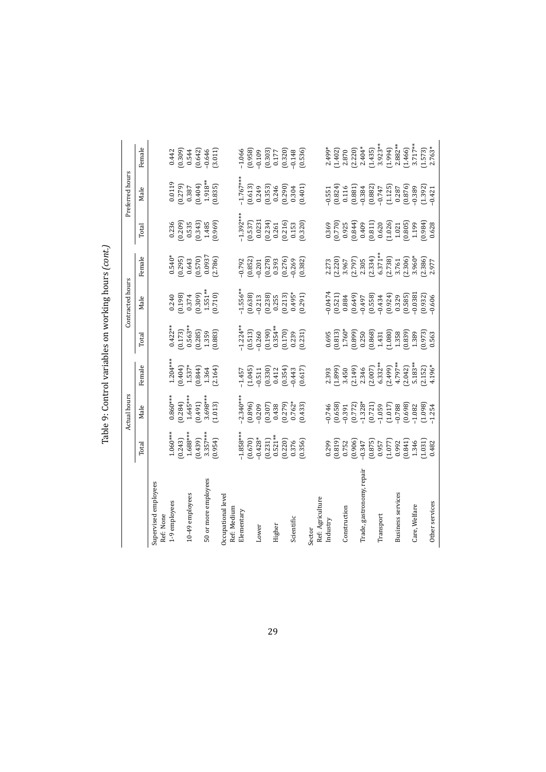# Table 9: Control variables on working hours *(cont.)*

| | Actual hours | | | Contracted hours | | | Preferred hours | | |
|---|---|---|---|---|---|---|---|---|---|
| | Total | Male | Female | Total | Male | Female | Total | Male | Female |
| Supervised employees | | | | | | | | | |
| Ref: None | | | | | | | | | |
| 1-9 employees | 1.060*** | 0.860*** | 1.204*** | 0.422** | 0.240 | 0.540* | 0.236 | 0.0119 | 0.442 |
| | (0.243) | (0.284) | (0.404) | (0.173) | (0.198) | (0.295) | (0.209) | (0.279) | (0.309) |
| 10-49 employees | 1.688*** | 1.645*** | 1.537* | 0.563** | 0.374 | 0.643 | 0.535 | 0.387 | 0.544 |
| | (0.439) | (0.491) | (0.844) | (0.285) | (0.309) | (0.570) | (0.343) | (0.404) | (0.642) |
| 50 or more employees | 3.357*** | 3.698*** | 1.364 | 1.359 | 1.551** | 0.0937 | 1.485 | 1.918** | -0.646 |
| | (0.954) | (1.013) | (2.164) | (0.883) | (0.710) | (2.786) | (0.969) | (0.835) | (3.011) |
| Occupational level | | | | | | | | | |
| Ref: Medium | | | | | | | | | |
| Elementary | -1.858*** | -2.340*** | -1.457 | -1.224** | -1.556** | -0.792 | -1.392*** | -1.767*** | -1.066 |
| | (0.670) | (0.896) | (1.045) | (0.513) | (0.638) | (0.852) | (0.537) | (0.613) | (0.958) |
| Lower | -0.428* | -0.209 | -0.511 | -0.260 | -0.213 | -0.201 | 0.0231 | 0.249 | -0.109 |
| | (0.231) | (0.307) | (0.330) | (0.190) | (0.238) | (0.278) | (0.234) | (0.353) | (0.303) |
| Higher | 0.521** | 0.438 | 0.412 | 0.354** | 0.255 | 0.393 | 0.261 | 0.246 | 0.177 |
| | (0.220) | (0.279) | (0.354) | (0.170) | (0.213) | (0.276) | (0.216) | (0.290) | (0.320) |
| Scientific | 0.376 | 0.762* | -0.443 | 0.239 | 0.495* | -0.269 | 0.153 | 0.304 | -0.148 |
| | (0.356) | (0.433) | (0.617) | (0.231) | (0.291) | (0.382) | (0.320) | (0.401) | (0.536) |
| Sector | | | | | | | | | |
| Ref: Agriculture | | | | | | | | | |
| Industry | 0.299 | -0.746 | 2.393 | 0.695 | -0.0474 | 2.273 | 0.369 | -0.551 | 2.499* |
| | (0.819) | (0.658) | (1.899) | (0.813) | (0.521) | (2.220) | (0.770) | (0.824) | (1.402) |
| Construction | 0.752 | -0.391 | 3.450 | 1.760* | 0.884 | 3.967 | 0.925 | 0.116 | 2.870 |
| | (0.906) | (0.772) | (2.149) | (0.899) | (0.649) | (2.797) | (0.844) | (0.881) | (2.220) |
| Trade, gastronomy, repair | -0.347 | -1.328* | 2.346 | 0.250 | -0.497 | 2.305 | 0.409 | -0.384 | 2.404* |
| | (0.875) | (0.721) | (2.007) | (0.868) | (0.558) | (2.334) | (0.811) | (0.882) | (1.435) |
| Transport | 0.957 | -1.059 | 6.332** | 1.431 | -0.434 | 6.371** | 0.620 | -0.747 | 3.923** |
| | (1.077) | (1.017) | (2.499) | (1.080) | (0.924) | (2.738) | (1.026) | (1.125) | (1.994) |
| Business services | 0.992 | -0.788 | 4.797** | 1.358 | 0.329 | 3.761 | 1.021 | 0.287 | 2.882** |
| | (0.841) | (0.698) | (2.042) | (0.839) | (0.585) | (2.306) | (0.805) | (0.876) | (1.466) |
| Care, Welfare | 1.346 | -1.082 | 5.183** | 1.389 | -0.0381 | 3.960* | 1.199 | -0.389 | 3.717** |
| | (1.031) | (1.098) | (2.152) | (0.973) | (0.932) | (2.386) | (0.984) | (1.392) | (1.573) |
| Other services | 0.482 | -1.254 | 4.196* | 0.563 | -0.606 | 2.977 | 0.628 | -0.421 | 2.763* |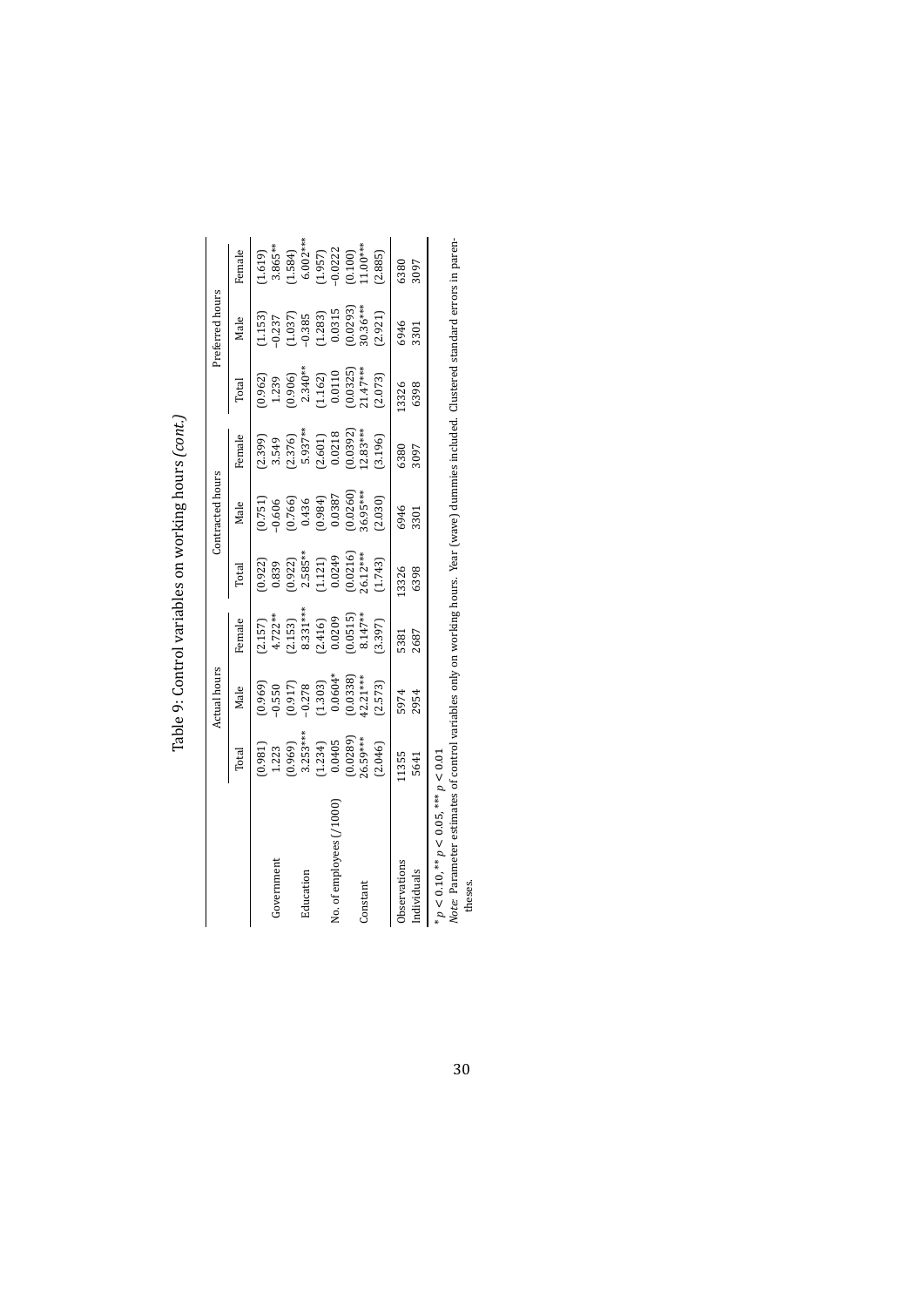# Table 9: Control variables on working hours *(cont.)*

| | Actual hours | | | Contracted hours | | | Preferred hours | | |
|---|---|---|---|---|---|---|---|---|---|
| | Total | Male | Female | Total | Male | Female | Total | Male | Female |
| | (0.981) | (0.969) | (2.157) | (0.922) | (0.751) | (2.399) | (0.962) | (1.153) | (1.619) |
| Government | 1.223 | −0.550 | 4.722** | 0.839 | −0.606 | 3.549 | 1.239 | −0.237 | 3.865** |
| | (0.969) | (0.917) | (2.153) | (0.922) | (0.766) | (2.376) | (0.906) | (1.037) | (1.584) |
| Education | 3.253*** | −0.278 | 8.331*** | 2.585** | 0.436 | 5.937** | 2.340** | −0.385 | 6.002*** |
| | (1.234) | (1.303) | (2.416) | (1.121) | (0.984) | (2.601) | (1.162) | (1.283) | (1.957) |
| No. of employees (/1000) | 0.0405 | 0.0604* | 0.0209 | 0.0249 | 0.0387 | 0.0218 | 0.0110 | 0.0315 | −0.0222 |
| | (0.0289) | (0.0338) | (0.0515) | (0.0216) | (0.0260) | (0.0392) | (0.0325) | (0.0293) | (0.100) |
| Constant | 26.59*** | 42.21*** | 8.147** | 26.12*** | 36.95*** | 12.83*** | 21.47*** | 30.36*** | 11.00*** |
| | (2.046) | (2.573) | (3.397) | (1.743) | (2.030) | (3.196) | (2.073) | (2.921) | (2.885) |
| Observations | 11355 | 5974 | 5381 | 13326 | 6946 | 6380 | 13326 | 6946 | 6380 |
| Individuals | 5641 | 2954 | 2687 | 6398 | 3301 | 3097 | 6398 | 3301 | 3097 |

* $p < 0.10$, ** $p < 0.05$, *** $p < 0.01$

*Note:* Parameter estimates of control variables only on working hours. Year (wave) dummies included. Clustered standard errors in parentheses.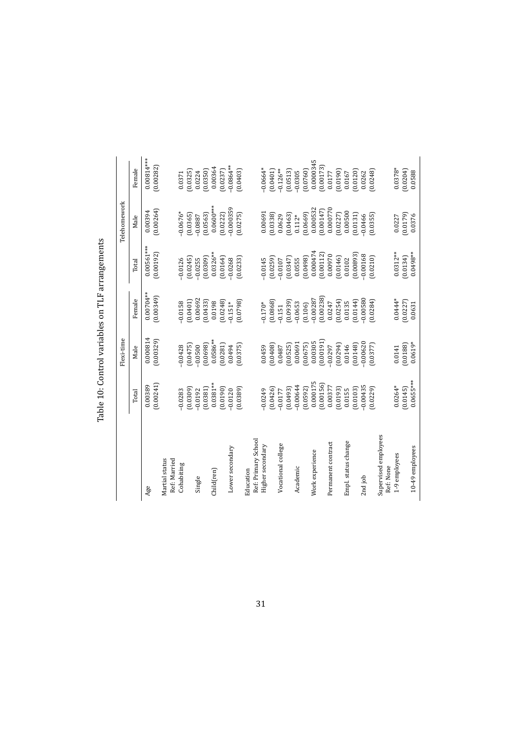Table 10: Control variables on TLF arrangements

| | Flexi-time | | | Telehomework | | |
|---|---|---|---|---|---|---|
| | Total | Male | Female | Total | Male | Female |
| Age | 0.00389 | 0.000814 | 0.00704** | 0.00561*** | 0.00394 | 0.00814*** |
| | (0.00241) | (0.00329) | (0.00349) | (0.00192) | (0.00264) | (0.00282) |
| Martial status | | | | | | |
| Ref: Married | | | | | | |
| Cohabiting | −0.0283 | −0.0428 | −0.0158 | −0.0126 | −0.0676* | 0.0371 |
| | (0.0309) | (0.0475) | (0.0401) | (0.0245) | (0.0365) | (0.0325) |
| Single | −0.0192 | −0.0500 | 0.00692 | −0.0255 | −0.0887 | 0.0224 |
| | (0.0381) | (0.0698) | (0.0433) | (0.0309) | (0.0563) | (0.0350) |
| Child(ren) | 0.0381** | 0.0586** | 0.0198 | 0.0326** | 0.0600*** | 0.00364 |
| | (0.0190) | (0.0281) | (0.0248) | (0.0164) | (0.0222) | (0.0237) |
| Lower secondary | −0.0120 | 0.0494 | −0.151* | −0.0268 | −0.000359 | −0.0864** |
| | (0.0389) | (0.0375) | (0.0798) | (0.0233) | (0.0275) | (0.0403) |
| Education | | | | | | |
| Ref: Primary School | | | | | | |
| Higher secondary | −0.0249 | 0.0459 | −0.170* | −0.0145 | 0.00691 | −0.0664* |
| | (0.0426) | (0.0408) | (0.0868) | (0.0259) | (0.0338) | (0.0401) |
| Vocational college | −0.0177 | 0.0487 | −0.151 | −0.0107 | 0.0629 | −0.126** |
| | (0.0493) | (0.0525) | (0.0939) | (0.0347) | (0.0463) | (0.0513) |
| Academic | −0.00644 | 0.00691 | −0.0653 | 0.0555 | 0.112* | −0.0305 |
| | (0.0592) | (0.0675) | (0.106) | (0.0498) | (0.0669) | (0.0760) |
| Work experience | 0.000175 | 0.00305 | −0.00287 | 0.000474 | 0.000532 | 0.0000345 |
| | (0.00156) | (0.00191) | (0.00238) | (0.00112) | (0.00147) | (0.00173) |
| Permanent contract | 0.00377 | −0.0297 | 0.0247 | 0.00970 | 0.000770 | 0.0177 |
| | (0.0193) | (0.0294) | (0.0254) | (0.0146) | (0.0227) | (0.0190) |
| Empl. status change | 0.0155 | 0.0146 | 0.0135 | 0.0102 | 0.00500 | 0.0167 |
| | (0.0103) | (0.0148) | (0.0144) | (0.00893) | (0.0131) | (0.0120) |
| 2nd job | −0.00435 | −0.00620 | −0.00580 | −0.00168 | −0.0466 | 0.0262 |
| | (0.0229) | (0.0377) | (0.0284) | (0.0210) | (0.0355) | (0.0248) |
| Supervised employees | | | | | | |
| Ref: None | | | | | | |
| 1-9 employees | 0.0264* | 0.0141 | 0.0444* | 0.0312** | 0.0227 | 0.0378* |
| | (0.0145) | (0.0188) | (0.0227) | (0.0134) | (0.0179) | (0.0204) |
| 10-49 employees | 0.0655*** | 0.0619* | 0.0631 | 0.0498** | 0.0376 | 0.0588 |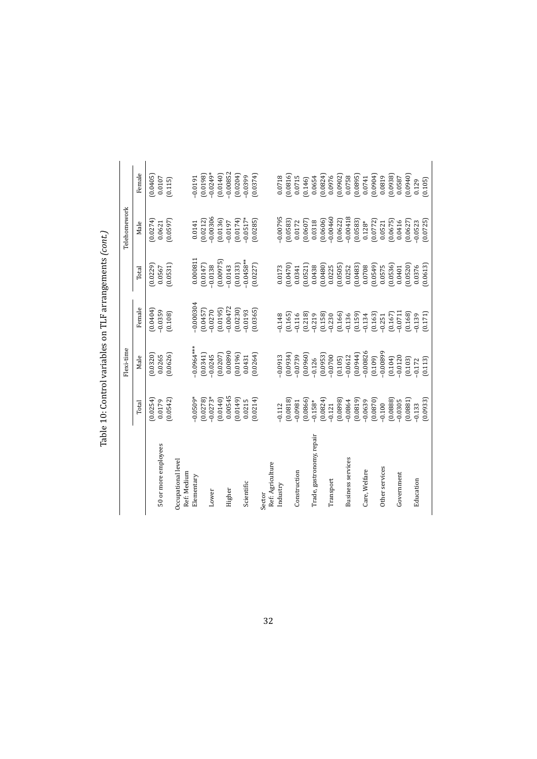# Table 10: Control variables on TLF arrangements *(cont.)*

| | Flexi-time | | | Telehomework | | |
|---|---|---|---|---|---|---|
| | Total | Male | Female | Total | Male | Female |
| | (0.0254) | (0.0320) | (0.0404) | (0.0229) | (0.0274) | (0.0405) |
| 50 or more employees | 0.0179 | 0.0265 | −0.0359 | 0.0567 | 0.0621 | 0.0107 |
| | (0.0542) | (0.0626) | (0.108) | (0.0531) | (0.0597) | (0.115) |
| Occupational level | | | | | | |
| Ref: Medium | | | | | | |
| Elementary | −0.0509* | −0.0964*** | −0.000304 | 0.000811 | 0.0141 | −0.0191 |
| | (0.0278) | (0.0341) | (0.0457) | (0.0147) | (0.0212) | (0.0198) |
| Lower | −0.0273* | −0.0245 | −0.0270 | −0.0138 | −0.00306 | −0.0249* |
| | (0.0140) | (0.0207) | (0.0195) | (0.00975) | (0.0136) | (0.0140) |
| Higher | 0.00545 | 0.00890 | −0.00472 | −0.0143 | −0.0197 | −0.00852 |
| | (0.0149) | (0.0196) | (0.0230) | (0.0133) | (0.0174) | (0.0204) |
| Scientific | 0.0215 | 0.0431 | −0.0193 | −0.0458** | −0.0517* | −0.0399 |
| | (0.0214) | (0.0264) | (0.0365) | (0.0227) | (0.0285) | (0.0374) |
| Sector | | | | | | |
| Ref: Agriculture | | | | | | |
| Industry | −0.112 | −0.0913 | −0.148 | 0.0173 | −0.00795 | 0.0718 |
| | (0.0818) | (0.0934) | (0.165) | (0.0470) | (0.0583) | (0.0816) |
| Construction | −0.0981 | −0.0739 | −0.116 | 0.0341 | 0.0172 | 0.0715 |
| | (0.0866) | (0.0960) | (0.218) | (0.0521) | (0.0607) | (0.146) |
| Trade, gastronomy, repair | −0.158* | −0.126 | −0.219 | 0.0438 | 0.0318 | 0.0654 |
| | (0.0824) | (0.0953) | (0.158) | (0.0480) | (0.0606) | (0.0824) |
| Transport | −0.121 | −0.0700 | −0.230 | 0.0225 | −0.00460 | 0.0976 |
| | (0.0898) | (0.105) | (0.166) | (0.0505) | (0.0622) | (0.0902) |
| Business services | −0.0864 | −0.0612 | −0.136 | 0.0252 | −0.00418 | 0.0758 |
| | (0.0819) | (0.0944) | (0.159) | (0.0483) | (0.0583) | (0.0895) |
| Care, Welfare | −0.0639 | −0.00826 | −0.134 | 0.0708 | 0.128* | 0.0741 |
| | (0.0870) | (0.109) | (0.163) | (0.0549) | (0.0772) | (0.0904) |
| Other services | −0.100 | −0.00899 | −0.251 | 0.0575 | 0.0521 | 0.0819 |
| | (0.0888) | (0.104) | (0.167) | (0.0536) | (0.0675) | (0.0938) |
| Government | −0.0305 | −0.0120 | −0.0711 | 0.0401 | 0.0416 | 0.0587 |
| | (0.0881) | (0.103) | (0.168) | (0.0520) | (0.0627) | (0.0940) |
| Education | −0.133 | −0.172 | −0.139 | 0.0376 | −0.0523 | 0.129 |
| | (0.0933) | (0.113) | (0.171) | (0.0613) | (0.0725) | (0.105) |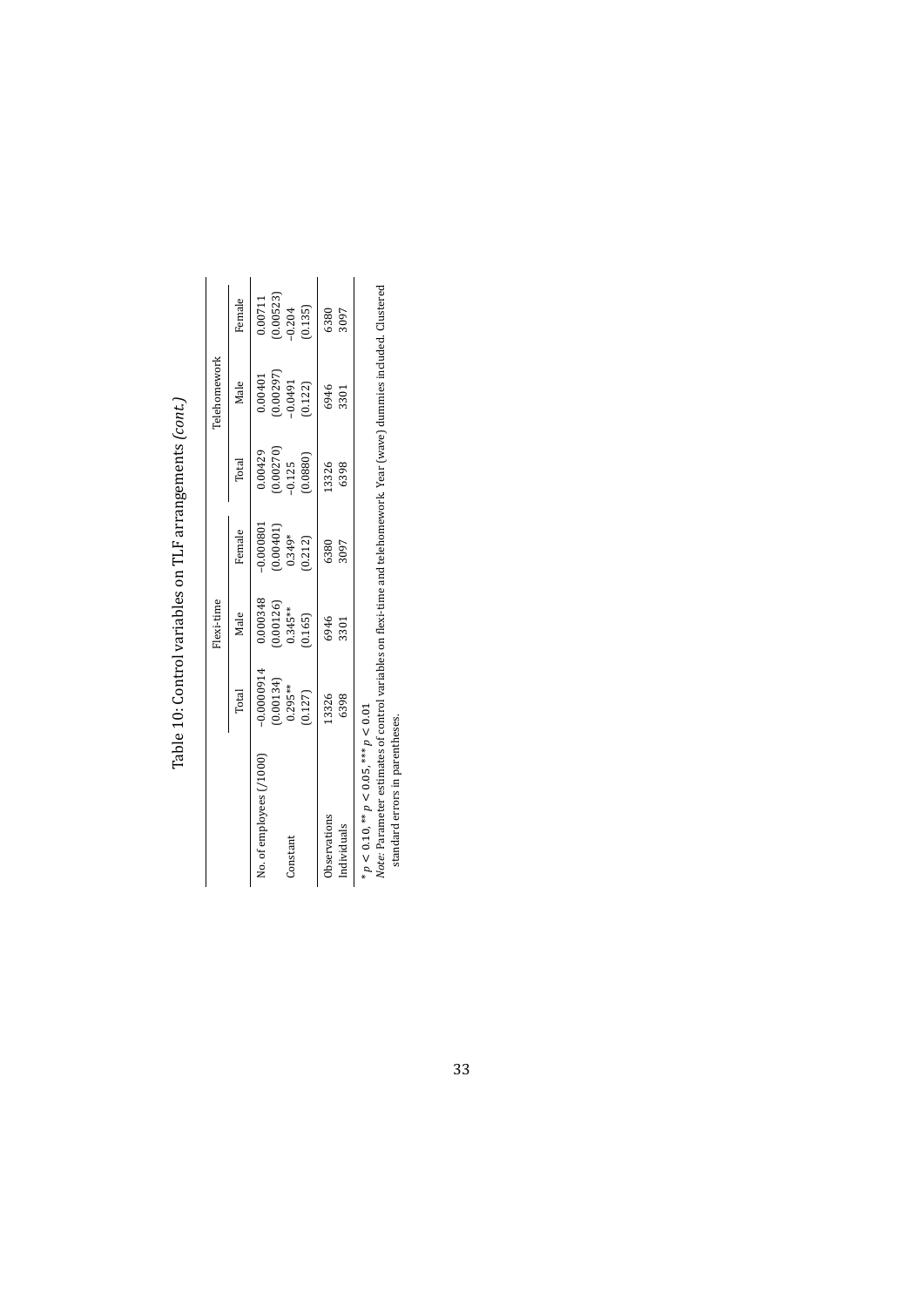Table 10: Control variables on TLF arrangements *(cont.)*

| | Flexi-time | | | Telehomework | | |
|---|---|---|---|---|---|---|
| | Total | Male | Female | Total | Male | Female |
| No. of employees (/1000) | −0.0000914 | 0.000348 | −0.000801 | 0.00429 | 0.00401 | 0.00711 |
| | (0.00134) | (0.00126) | (0.00401) | (0.00270) | (0.00297) | (0.00523) |
| Constant | 0.295** | 0.345** | 0.349* | −0.125 | −0.0491 | −0.204 |
| | (0.127) | (0.165) | (0.212) | (0.0880) | (0.122) | (0.135) |
| Observations | 13326 | 6946 | 6380 | 13326 | 6946 | 6380 |
| Individuals | 6398 | 3301 | 3097 | 6398 | 3301 | 3097 |

* $p < 0.10$, ** $p < 0.05$, *** $p < 0.01$

*Note*: Parameter estimates of control variables on flexi-time and telehomework. Year (wave) dummies included. Clustered standard errors in parentheses.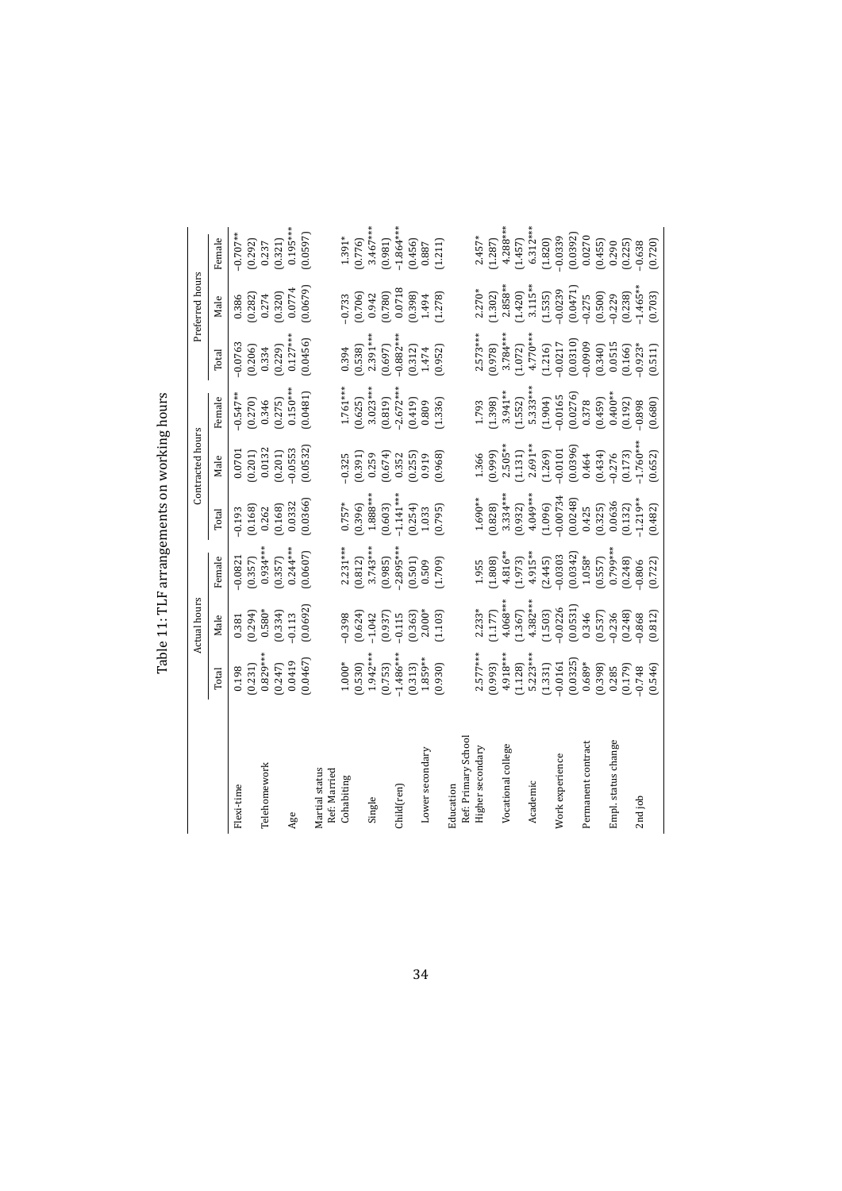Table 11: TLF arrangements on working hours

| | Actual hours | | | Contracted hours | | | Preferred hours | | |
|---|---|---|---|---|---|---|---|---|---|
| | Total | Male | Female | Total | Male | Female | Total | Male | Female |
| Flexi-time | 0.198 | 0.381 | -0.0821 | -0.193 | 0.0701 | -0.547** | -0.0763 | 0.386 | -0.707** |
| | (0.231) | (0.294) | (0.357) | (0.168) | (0.201) | (0.270) | (0.206) | (0.282) | (0.292) |
| Telehomework | 0.829*** | 0.580* | 0.934*** | 0.262 | 0.0132 | 0.346 | 0.334 | 0.274 | 0.237 |
| | (0.247) | (0.334) | (0.357) | (0.168) | (0.201) | (0.275) | (0.229) | (0.320) | (0.321) |
| Age | 0.0419 | -0.113 | 0.244*** | 0.0332 | -0.0553 | 0.150*** | 0.127*** | 0.0774 | 0.195*** |
| | (0.0467) | (0.0692) | (0.0607) | (0.0366) | (0.0532) | (0.0481) | (0.0456) | (0.0679) | (0.0597) |
| Martial status | | | | | | | | | |
| Ref. Married | | | | | | | | | |
| Cohabiting | 1.000* | -0.398 | 2.231*** | 0.757* | -0.325 | 1.761*** | 0.394 | -0.733 | 1.391* |
| | (0.530) | (0.624) | (0.812) | (0.396) | (0.391) | (0.625) | (0.538) | (0.706) | (0.776) |
| Single | 1.942*** | -1.042 | 3.743*** | 1.888*** | 0.259 | 3.023*** | 2.391*** | 0.942 | 3.467*** |
| | (0.753) | (0.937) | (0.985) | (0.603) | (0.674) | (0.819) | (0.697) | (0.780) | (0.981) |
| Child(ren) | -1.486*** | -0.115 | -2.895*** | -1.141*** | 0.352 | -2.672*** | -0.882*** | 0.0718 | -1.864*** |
| | (0.313) | (0.363) | (0.501) | (0.254) | (0.255) | (0.419) | (0.312) | (0.398) | (0.456) |
| Lower secondary | 1.859** | 2.000* | 0.509 | 1.033 | 0.919 | 0.809 | 1.474 | 1.494 | 0.887 |
| | (0.930) | (1.103) | (1.709) | (0.795) | (0.968) | (1.336) | (0.952) | (1.278) | (1.211) |
| Education | | | | | | | | | |
| Ref. Primary School | | | | | | | | | |
| Higher secondary | 2.577*** | 2.233* | 1.955 | 1.690** | 1.366 | 1.793 | 2.573*** | 2.270* | 2.457* |
| | (0.993) | (1.177) | (1.808) | (0.828) | (0.999) | (1.398) | (0.978) | (1.302) | (1.287) |
| Vocational college | 4.918*** | 4.068*** | 4.816** | 3.334*** | 2.505** | 3.941** | 3.784*** | 2.858** | 4.288*** |
| | (1.128) | (1.367) | (1.973) | (0.932) | (1.131) | (1.552) | (1.072) | (1.420) | (1.457) |
| Academic | 5.223*** | 4.382*** | 4.915** | 4.049*** | 2.691** | 5.333*** | 4.770*** | 3.115** | 6.312*** |
| | (1.331) | (1.503) | (2.445) | (1.096) | (1.269) | (1.904) | (1.216) | (1.535) | (1.820) |
| Work experience | -0.0161 | -0.0226 | -0.0303 | -0.00734 | -0.0101 | -0.0165 | -0.0217 | -0.0239 | -0.0339 |
| | (0.0325) | (0.0531) | (0.0342) | (0.0248) | (0.0396) | (0.0276) | (0.0310) | (0.0471) | (0.0392) |
| Permanent contract | 0.689* | 0.346 | 1.058* | 0.425 | 0.464 | 0.378 | -0.0909 | -0.275 | 0.0270 |
| | (0.398) | (0.537) | (0.557) | (0.325) | (0.434) | (0.459) | (0.340) | (0.500) | (0.455) |
| Empl. status change | 0.285 | -0.236 | 0.799*** | 0.0636 | -0.276 | 0.400** | 0.0515 | -0.229 | 0.290 |
| | (0.179) | (0.248) | (0.248) | (0.132) | (0.173) | (0.192) | (0.166) | (0.238) | (0.225) |
| 2nd job | -0.748 | -0.868 | -0.806 | -1.219** | -1.760*** | -0.898 | -0.923* | -1.465** | -0.638 |
| | (0.546) | (0.812) | (0.722) | (0.482) | (0.652) | (0.680) | (0.511) | (0.703) | (0.720) |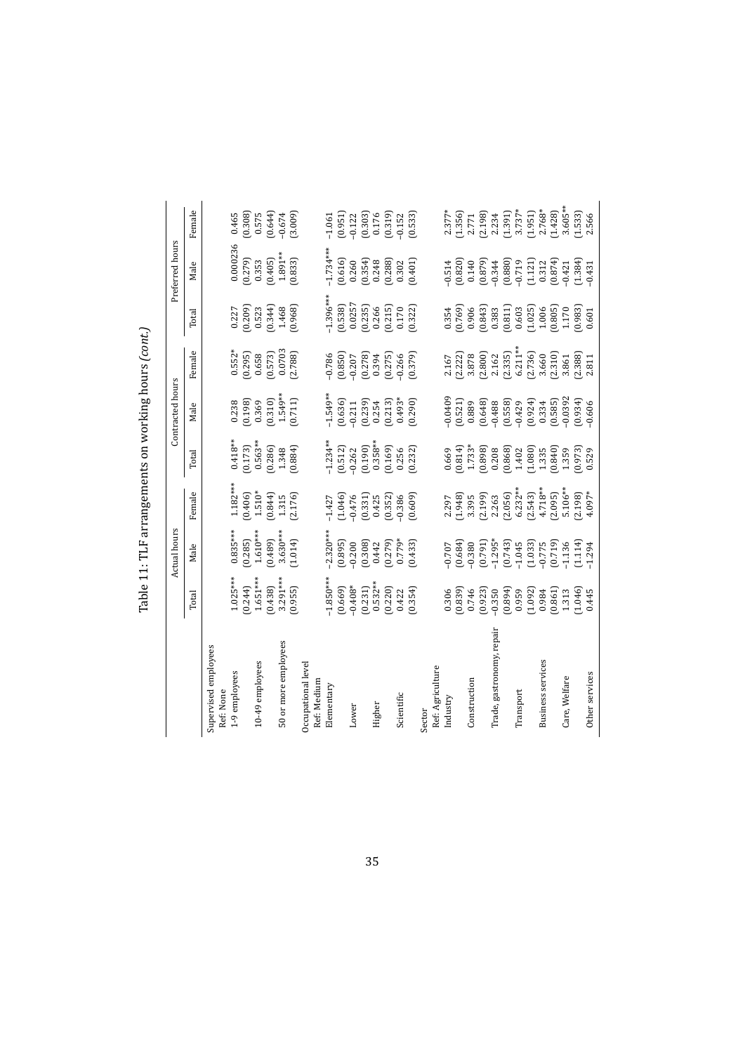Table 11: TLF arrangements on working hours *(cont.)*

| | Actual hours | | | Contracted hours | | | Preferred hours | | |
|---|---|---|---|---|---|---|---|---|---|
| | Total | Male | Female | Total | Male | Female | Total | Male | Female |
| Supervised employees | | | | | | | | | |
| Ref: None | | | | | | | | | |
| 1-9 employees | 1.025*** | 0.835*** | 1.182*** | 0.418** | 0.238 | 0.552* | 0.227 | 0.000236 | 0.465 |
| | (0.244) | (0.285) | (0.406) | (0.173) | (0.198) | (0.295) | (0.209) | (0.279) | (0.308) |
| 10-49 employees | 1.651*** | 1.610*** | 1.510* | 0.563** | 0.369 | 0.658 | 0.523 | 0.353 | 0.575 |
| | (0.438) | (0.489) | (0.844) | (0.286) | (0.310) | (0.573) | (0.344) | (0.405) | (0.644) |
| 50 or more employees | 3.291*** | 3.630*** | 1.315 | 1.348 | 1.549** | 0.0703 | 1.468 | 1.891** | -0.674 |
| | (0.955) | (1.014) | (2.176) | (0.884) | (0.711) | (2.788) | (0.968) | (0.833) | (3.009) |
| Occupational level | | | | | | | | | |
| Ref: Medium | | | | | | | | | |
| Elementary | -1.850*** | -2.320*** | -1.427 | -1.234** | -1.549** | -0.786 | -1.396*** | -1.734*** | -1.061 |
| | (0.669) | (0.895) | (1.046) | (0.512) | (0.636) | (0.850) | (0.538) | (0.616) | (0.951) |
| Lower | -0.408* | -0.200 | -0.476 | -0.262 | -0.211 | -0.207 | 0.0257 | 0.260 | -0.122 |
| | (0.231) | (0.308) | (0.331) | (0.190) | (0.239) | (0.278) | (0.235) | (0.354) | (0.303) |
| Higher | 0.532** | 0.442 | 0.425 | 0.358** | 0.254 | 0.394 | 0.266 | 0.248 | 0.176 |
| | (0.220) | (0.279) | (0.352) | (0.169) | (0.213) | (0.275) | (0.215) | (0.288) | (0.319) |
| Scientific | 0.422 | 0.779* | -0.386 | 0.256 | 0.493* | -0.266 | 0.170 | 0.302 | -0.152 |
| | (0.354) | (0.433) | (0.609) | (0.232) | (0.290) | (0.379) | (0.322) | (0.401) | (0.533) |
| Sector | | | | | | | | | |
| Ref: Agriculture | | | | | | | | | |
| Industry | 0.306 | -0.707 | 2.297 | 0.669 | -0.0409 | 2.167 | 0.354 | -0.514 | 2.377* |
| | (0.839) | (0.684) | (1.948) | (0.814) | (0.521) | (2.222) | (0.769) | (0.820) | (1.356) |
| Construction | 0.746 | -0.380 | 3.395 | 1.733* | 0.889 | 3.878 | 0.906 | 0.140 | 2.771 |
| | (0.923) | (0.791) | (2.199) | (0.898) | (0.648) | (2.800) | (0.843) | (0.879) | (2.198) |
| Trade, gastronomy, repair | -0.350 | -1.295* | 2.263 | 0.208 | -0.488 | 2.162 | 0.383 | -0.344 | 2.234 |
| | (0.894) | (0.743) | (2.056) | (0.868) | (0.558) | (2.335) | (0.811) | (0.880) | (1.391) |
| Transport | 0.959 | -1.045 | 6.232** | 1.402 | -0.429 | 6.211** | 0.603 | -0.719 | 3.737* |
| | (1.092) | (1.033) | (2.543) | (1.080) | (0.924) | (2.736) | (1.025) | (1.121) | (1.951) |
| Business services | 0.984 | -0.775 | 4.718** | 1.335 | 0.334 | 3.660 | 1.006 | 0.312 | 2.768* |
| | (0.861) | (0.719) | (2.095) | (0.840) | (0.585) | (2.310) | (0.805) | (0.874) | (1.428) |
| Care, Welfare | 1.313 | -1.136 | 5.106** | 1.359 | -0.0392 | 3.861 | 1.170 | -0.421 | 3.605** |
| | (1.046) | (1.114) | (2.198) | (0.973) | (0.934) | (2.388) | (0.983) | (1.384) | (1.533) |
| Other services | 0.445 | -1.294 | 4.097* | 0.529 | -0.606 | 2.811 | 0.601 | -0.431 | 2.566 |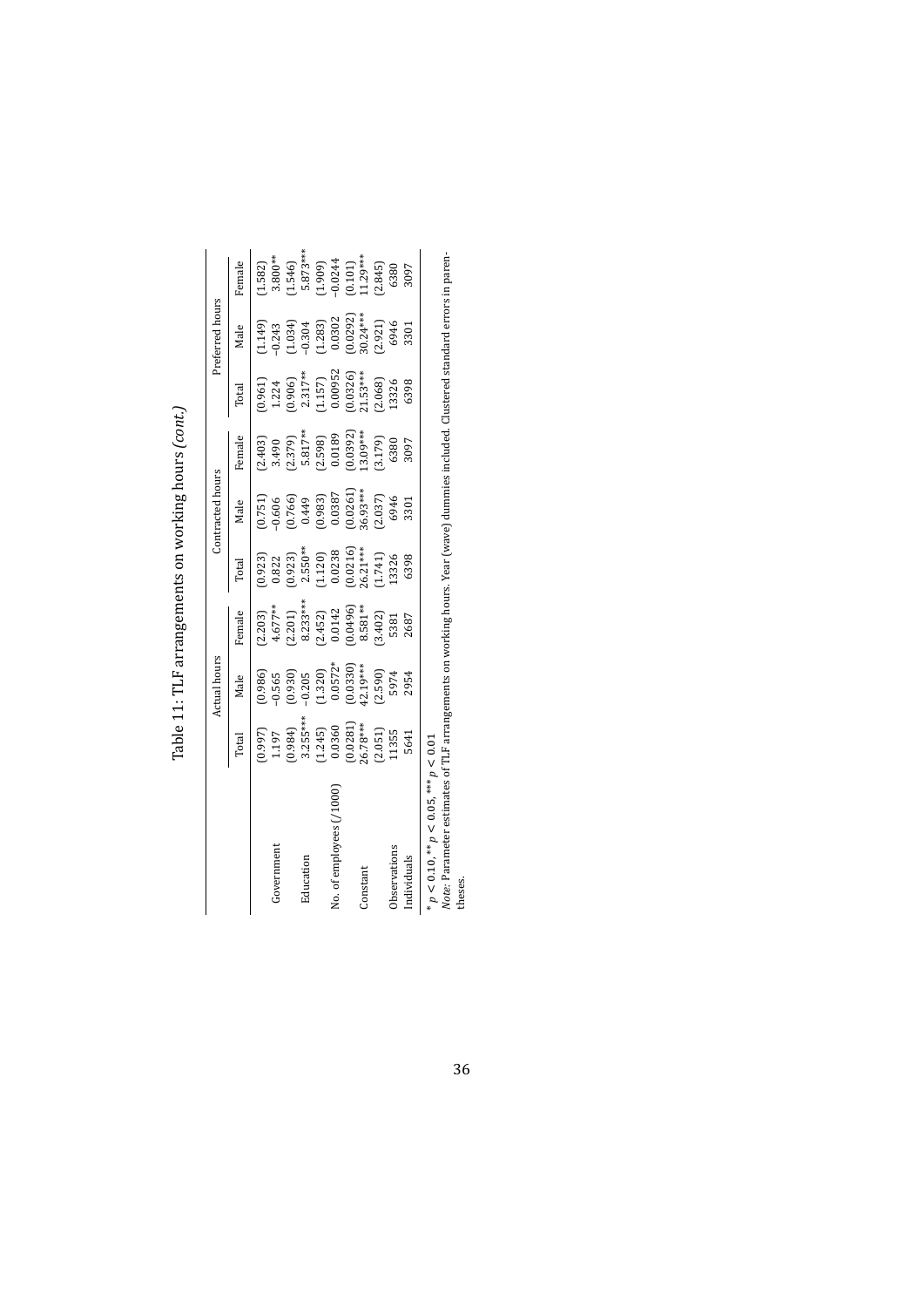# Table 11: TLF arrangements on working hours *(cont.)*

| | Actual hours | | | Contracted hours | | | Preferred hours | | |
|---|---|---|---|---|---|---|---|---|---|
| | Total | Male | Female | Total | Male | Female | Total | Male | Female |
| | (0.997) | (0.986) | (2.203) | (0.923) | (0.751) | (2.403) | (0.961) | (1.149) | (1.582) |
| Government | 1.197 | −0.565 | 4.677** | 0.822 | −0.606 | 3.490 | 1.224 | −0.243 | 3.800** |
| | (0.984) | (0.930) | (2.201) | (0.923) | (0.766) | (2.379) | (0.906) | (1.034) | (1.546) |
| Education | 3.255*** | −0.205 | 8.233*** | 2.550** | 0.449 | 5.817** | 2.317** | −0.304 | 5.873*** |
| | (1.245) | (1.320) | (2.452) | (1.120) | (0.983) | (2.598) | (1.157) | (1.283) | (1.909) |
| No. of employees (/1000) | 0.0360 | 0.0572* | 0.0142 | 0.0238 | 0.0387 | 0.0189 | 0.00952 | 0.0302 | −0.0244 |
| | (0.0281) | (0.0330) | (0.0496) | (0.0216) | (0.0261) | (0.0392) | (0.0326) | (0.0292) | (0.101) |
| Constant | 26.78*** | 42.19*** | 8.581** | 26.21*** | 36.93*** | 13.09*** | 21.53*** | 30.24*** | 11.29*** |
| | (2.051) | (2.590) | (3.402) | (1.741) | (2.037) | (3.179) | (2.068) | (2.921) | (2.845) |
| Observations | 11355 | 5974 | 5381 | 13326 | 6946 | 6380 | 13326 | 6946 | 6380 |
| Individuals | 5641 | 2954 | 2687 | 6398 | 3301 | 3097 | 6398 | 3301 | 3097 |

\* $p < 0.10$, \*\* $p < 0.05$, \*\*\* $p < 0.01$

*Note*: Parameter estimates of TLF arrangements on working hours. Year (wave) dummies included. Clustered standard errors in parentheses.